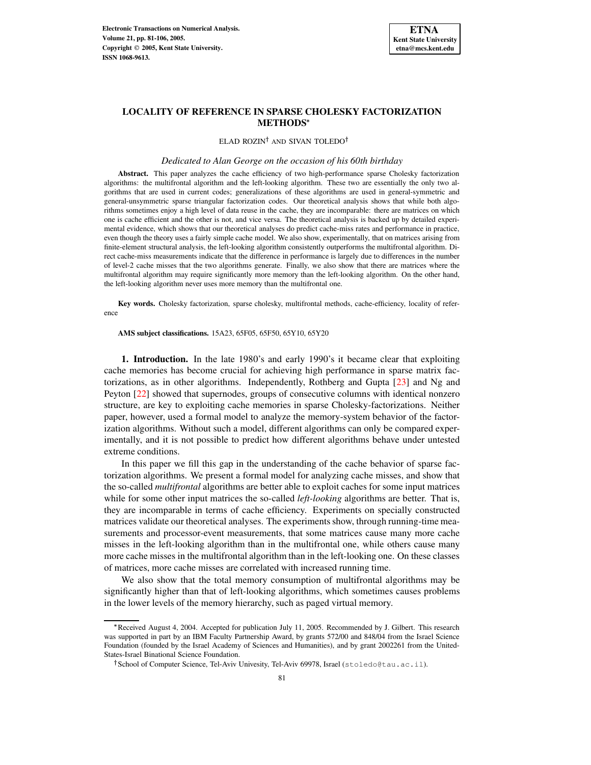# LOCALITY OF REFERENCE IN SPARSE CHOLESKY FACTORIZATION METHODS*

ELAD ROZIN† AND SIVAN TOLEDO†

*Dedicated to Alan George on the occasion of his 60th birthday*

**Abstract.** This paper analyzes the cache efficiency of two high-performance sparse Cholesky factorization algorithms: the multifrontal algorithm and the left-looking algorithm. These two are essentially the only two algorithms that are used in current codes; generalizations of these algorithms are used in general-symmetric and general-unsymmetric sparse triangular factorization codes. Our theoretical analysis shows that while both algorithms sometimes enjoy a high level of data reuse in the cache, they are incomparable: there are matrices on which one is cache efficient and the other is not, and vice versa. The theoretical analysis is backed up by detailed experimental evidence, which shows that our theoretical analyses do predict cache-miss rates and performance in practice, even though the theory uses a fairly simple cache model. We also show, experimentally, that on matrices arising from finite-element structural analysis, the left-looking algorithm consistently outperforms the multifrontal algorithm. Direct cache-miss measurements indicate that the difference in performance is largely due to differences in the number of level-2 cache misses that the two algorithms generate. Finally, we also show that there are matrices where the multifrontal algorithm may require significantly more memory than the left-looking algorithm. On the other hand, the left-looking algorithm never uses more memory than the multifrontal one.

**Key words.** Cholesky factorization, sparse cholesky, multifrontal methods, cache-efficiency, locality of reference

**AMS subject classifications.** 15A23, 65F05, 65F50, 65Y10, 65Y20

**1. Introduction.** In the late 1980's and early 1990's it became clear that exploiting cache memories has become crucial for achieving high performance in sparse matrix factorizations, as in other algorithms. Independently, Rothberg and Gupta [23] and Ng and Peyton [22] showed that supernodes, groups of consecutive columns with identical nonzero structure, are key to exploiting cache memories in sparse Cholesky-factorizations. Neither paper, however, used a formal model to analyze the memory-system behavior of the factorization algorithms. Without such a model, different algorithms can only be compared experimentally, and it is not possible to predict how different algorithms behave under untested extreme conditions.

In this paper we fill this gap in the understanding of the cache behavior of sparse factorization algorithms. We present a formal model for analyzing cache misses, and show that the so-called *multifrontal* algorithms are better able to exploit caches for some input matrices while for some other input matrices the so-called *left-looking* algorithms are better. That is, they are incomparable in terms of cache efficiency. Experiments on specially constructed matrices validate our theoretical analyses. The experiments show, through running-time measurements and processor-event measurements, that some matrices cause many more cache misses in the left-looking algorithm than in the multifrontal one, while others cause many more cache misses in the multifrontal algorithm than in the left-looking one. On these classes of matrices, more cache misses are correlated with increased running time.

We also show that the total memory consumption of multifrontal algorithms may be significantly higher than that of left-looking algorithms, which sometimes causes problems in the lower levels of the memory hierarchy, such as paged virtual memory.

*Received August 4, 2004. Accepted for publication July 11, 2005. Recommended by J. Gilbert. This research was supported in part by an IBM Faculty Partnership Award, by grants 572/00 and 848/04 from the Israel Science Foundation (founded by the Israel Academy of Sciences and Humanities), and by grant 2002261 from the United-States-Israel Binational Science Foundation.

†School of Computer Science, Tel-Aviv Univesity, Tel-Aviv 69978, Israel (stoledo@tau.ac.il).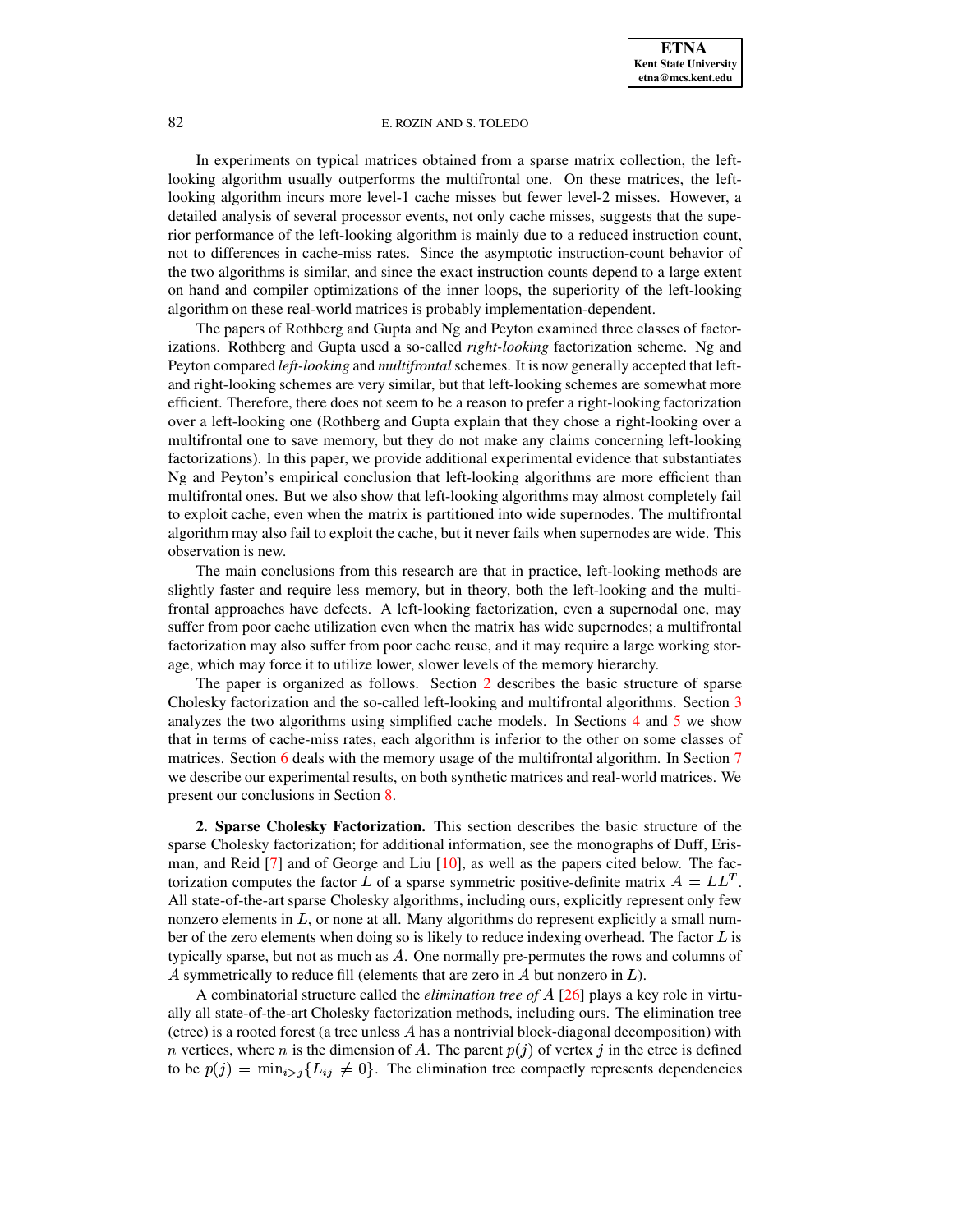In experiments on typical matrices obtained from a sparse matrix collection, the left-looking algorithm usually outperforms the multifrontal one. On these matrices, the left-looking algorithm incurs more level-1 cache misses but fewer level-2 misses. However, a detailed analysis of several processor events, not only cache misses, suggests that the superior performance of the left-looking algorithm is mainly due to a reduced instruction count, not to differences in cache-miss rates. Since the asymptotic instruction-count behavior of the two algorithms is similar, and since the exact instruction counts depend to a large extent on hand and compiler optimizations of the inner loops, the superiority of the left-looking algorithm on these real-world matrices is probably implementation-dependent.

The papers of Rothberg and Gupta and Ng and Peyton examined three classes of factorizations. Rothberg and Gupta used a so-called *right-looking* factorization scheme. Ng and Peyton compared *left-looking* and *multifrontal* schemes. It is now generally accepted that left- and right-looking schemes are very similar, but that left-looking schemes are somewhat more efficient. Therefore, there does not seem to be a reason to prefer a right-looking factorization over a left-looking one (Rothberg and Gupta explain that they chose a right-looking over a multifrontal one to save memory, but they do not make any claims concerning left-looking factorizations). In this paper, we provide additional experimental evidence that substantiates Ng and Peyton's empirical conclusion that left-looking algorithms are more efficient than multifrontal ones. But we also show that left-looking algorithms may almost completely fail to exploit cache, even when the matrix is partitioned into wide supernodes. The multifrontal algorithm may also fail to exploit the cache, but it never fails when supernodes are wide. This observation is new.

The main conclusions from this research are that in practice, left-looking methods are slightly faster and require less memory, but in theory, both the left-looking and the multifrontal approaches have defects. A left-looking factorization, even a supernodal one, may suffer from poor cache utilization even when the matrix has wide supernodes; a multifrontal factorization may also suffer from poor cache reuse, and it may require a large working storage, which may force it to utilize lower, slower levels of the memory hierarchy.

The paper is organized as follows. Section 2 describes the basic structure of sparse Cholesky factorization and the so-called left-looking and multifrontal algorithms. Section 3 analyzes the two algorithms using simplified cache models. In Sections 4 and 5 we show that in terms of cache-miss rates, each algorithm is inferior to the other on some classes of matrices. Section 6 deals with the memory usage of the multifrontal algorithm. In Section 7 we describe our experimental results, on both synthetic matrices and real-world matrices. We present our conclusions in Section 8.

**2. Sparse Cholesky Factorization.** This section describes the basic structure of the sparse Cholesky factorization; for additional information, see the monographs of Duff, Erisman, and Reid [7] and of George and Liu [10], as well as the papers cited below. The factorization computes the factor $L$ of a sparse symmetric positive-definite matrix $A = LL^T$. All state-of-the-art sparse Cholesky algorithms, including ours, explicitly represent only few nonzero elements in $L$, or none at all. Many algorithms do represent explicitly a small number of the zero elements when doing so is likely to reduce indexing overhead. The factor $L$ is typically sparse, but not as much as $A$. One normally pre-permutes the rows and columns of $A$ symmetrically to reduce fill (elements that are zero in $A$ but nonzero in $L$).

A combinatorial structure called the *elimination tree of* $A$ [26] plays a key role in virtually all state-of-the-art Cholesky factorization methods, including ours. The elimination tree (etree) is a rooted forest (a tree unless $A$ has a nontrivial block-diagonal decomposition) with $n$ vertices, where $n$ is the dimension of $A$. The parent $p(j)$ of vertex $j$ in the etree is defined to be $p(j) = \min_{i>j}\{L_{ij} \neq 0\}$. The elimination tree compactly represents dependencies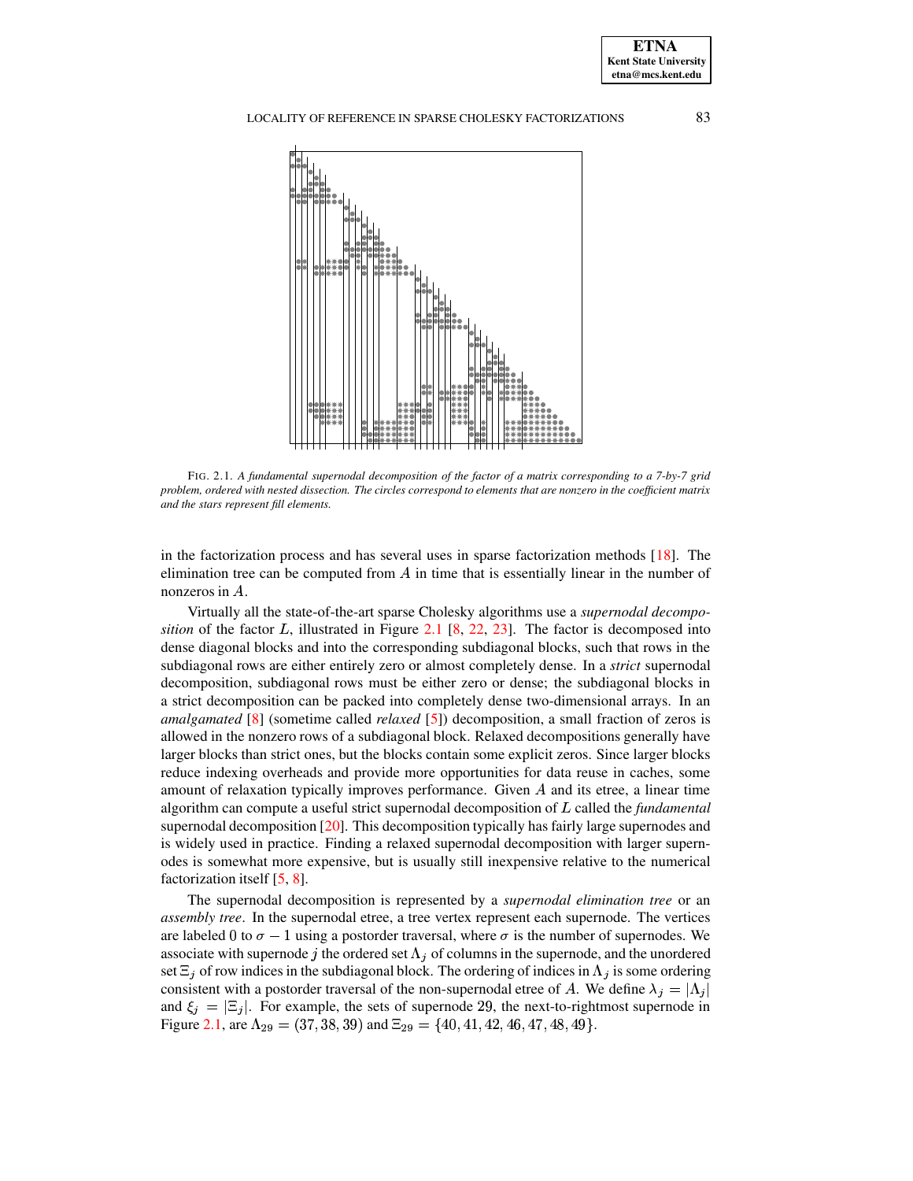FIG. 2.1. *A fundamental supernodal decomposition of the factor of a matrix corresponding to a 7-by-7 grid problem, ordered with nested dissection. The circles correspond to elements that are nonzero in the coefficient matrix and the stars represent fill elements.*

in the factorization process and has several uses in sparse factorization methods [18]. The elimination tree can be computed from $A$ in time that is essentially linear in the number of nonzeros in $A$.

Virtually all the state-of-the-art sparse Cholesky algorithms use a *supernodal decomposition* of the factor $L$, illustrated in Figure 2.1 [8, 22, 23]. The factor is decomposed into dense diagonal blocks and into the corresponding subdiagonal blocks, such that rows in the subdiagonal rows are either entirely zero or almost completely dense. In a *strict* supernodal decomposition, subdiagonal rows must be either zero or dense; the subdiagonal blocks in a strict decomposition can be packed into completely dense two-dimensional arrays. In an *amalgamated* [8] (sometime called *relaxed* [5]) decomposition, a small fraction of zeros is allowed in the nonzero rows of a subdiagonal block. Relaxed decompositions generally have larger blocks than strict ones, but the blocks contain some explicit zeros. Since larger blocks reduce indexing overheads and provide more opportunities for data reuse in caches, some amount of relaxation typically improves performance. Given $A$ and its etree, a linear time algorithm can compute a useful strict supernodal decomposition of $L$ called the *fundamental* supernodal decomposition [20]. This decomposition typically has fairly large supernodes and is widely used in practice. Finding a relaxed supernodal decomposition with larger supernodes is somewhat more expensive, but is usually still inexpensive relative to the numerical factorization itself [5, 8].

The supernodal decomposition is represented by a *supernodal elimination tree* or an *assembly tree*. In the supernodal etree, a tree vertex represent each supernode. The vertices are labeled 0 to $\sigma - 1$ using a postorder traversal, where $\sigma$ is the number of supernodes. We associate with supernode $j$ the ordered set $\Lambda_j$ of columns in the supernode, and the unordered set $\Xi_j$ of row indices in the subdiagonal block. The ordering of indices in $\Lambda_j$ is some ordering consistent with a postorder traversal of the non-supernodal etree of $A$. We define $\lambda_j = |\Lambda_j|$ and $\xi_j = |\Xi_j|$. For example, the sets of supernode 29, the next-to-rightmost supernode in Figure 2.1, are $\Lambda_{29} = (37, 38, 39)$ and $\Xi_{29} = \{40, 41, 42, 46, 47, 48, 49\}$.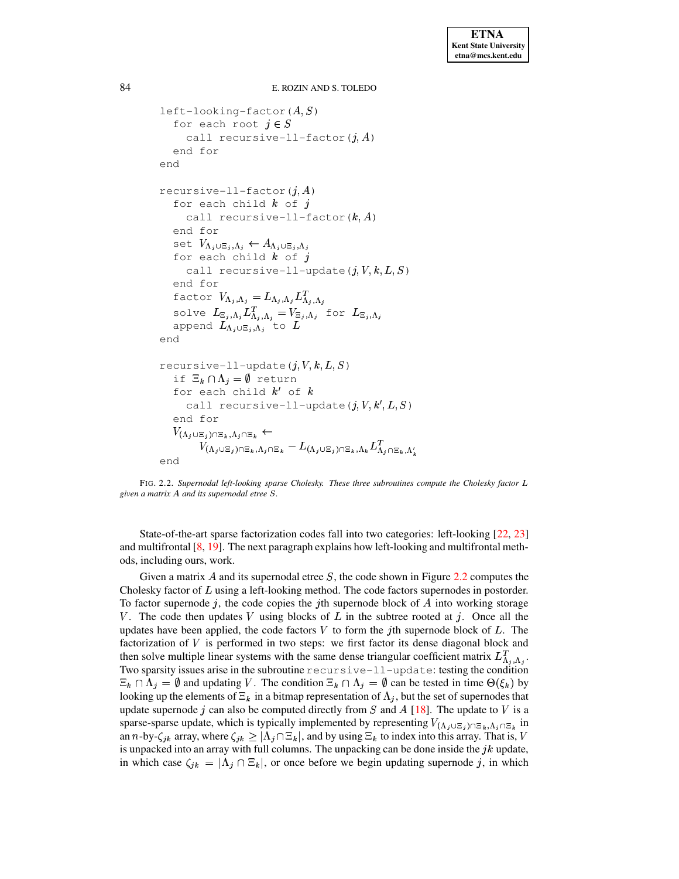```
left-looking-factor(A, S)
  for each root j ∈ S
    call recursive-ll-factor(j, A)
  end for
end

recursive-ll-factor(j, A)
  for each child k of j
    call recursive-ll-factor(k, A)
  end for
  set V_{Λj∪Ξj,Λj} ← A_{Λj∪Ξj,Λj}
  for each child k of j
    call recursive-ll-update(j, V, k, L, S)
  end for
  factor V_{Λj,Λj} = L_{Λj,Λj} L^T_{Λj,Λj}
  solve L_{Ξj,Λj} L^T_{Λj,Λj} = V_{Ξj,Λj} for L_{Ξj,Λj}
  append L_{Λj∪Ξj,Λj} to L
end

recursive-ll-update(j, V, k, L, S)
  if Ξk ∩ Λj = ∅ return
  for each child k' of k
    call recursive-ll-update(j, V, k', L, S)
  end for
  V_{(Λj∪Ξj)∩Ξk,Λj∩Ξk} ←
        V_{(Λj∪Ξj)∩Ξk,Λj∩Ξk} − L_{(Λj∪Ξj)∩Ξk,Λk} L^T_{Λj∩Ξk,Λ'k}
end
```

FIG. 2.2. *Supernodal left-looking sparse Cholesky. These three subroutines compute the Cholesky factor $L$ given a matrix $A$ and its supernodal etree $S$.*

State-of-the-art sparse factorization codes fall into two categories: left-looking [22, 23] and multifrontal [8, 19]. The next paragraph explains how left-looking and multifrontal methods, including ours, work.

Given a matrix $A$ and its supernodal etree $S$, the code shown in Figure 2.2 computes the Cholesky factor of $L$ using a left-looking method. The code factors supernodes in postorder. To factor supernode $j$, the code copies the $j$th supernode block of $A$ into working storage $V$. The code then updates $V$ using blocks of $L$ in the subtree rooted at $j$. Once all the updates have been applied, the code factors $V$ to form the $j$th supernode block of $L$. The factorization of $V$ is performed in two steps: we first factor its dense diagonal block and then solve multiple linear systems with the same dense triangular coefficient matrix $L^T_{\Lambda_j,\Lambda_j}$. Two sparsity issues arise in the subroutine `recursive-ll-update`: testing the condition $\Xi_k \cap \Lambda_j = \emptyset$ and updating $V$. The condition $\Xi_k \cap \Lambda_j = \emptyset$ can be tested in time $\Theta(\xi_k)$ by looking up the elements of $\Xi_k$ in a bitmap representation of $\Lambda_j$, but the set of supernodes that update supernode $j$ can also be computed directly from $S$ and $A$ [18]. The update to $V$ is a sparse-sparse update, which is typically implemented by representing $V_{(\Lambda_j\cup\Xi_j)\cap\Xi_k,\Lambda_j\cap\Xi_k}$ in an $n$-by-$\zeta_{jk}$ array, where $\zeta_{jk} \geq |\Lambda_j \cap \Xi_k|$, and by using $\Xi_k$ to index into this array. That is, $V$ is unpacked into an array with full columns. The unpacking can be done inside the $jk$ update, in which case $\zeta_{jk} = |\Lambda_j \cap \Xi_k|$, or once before we begin updating supernode $j$, in which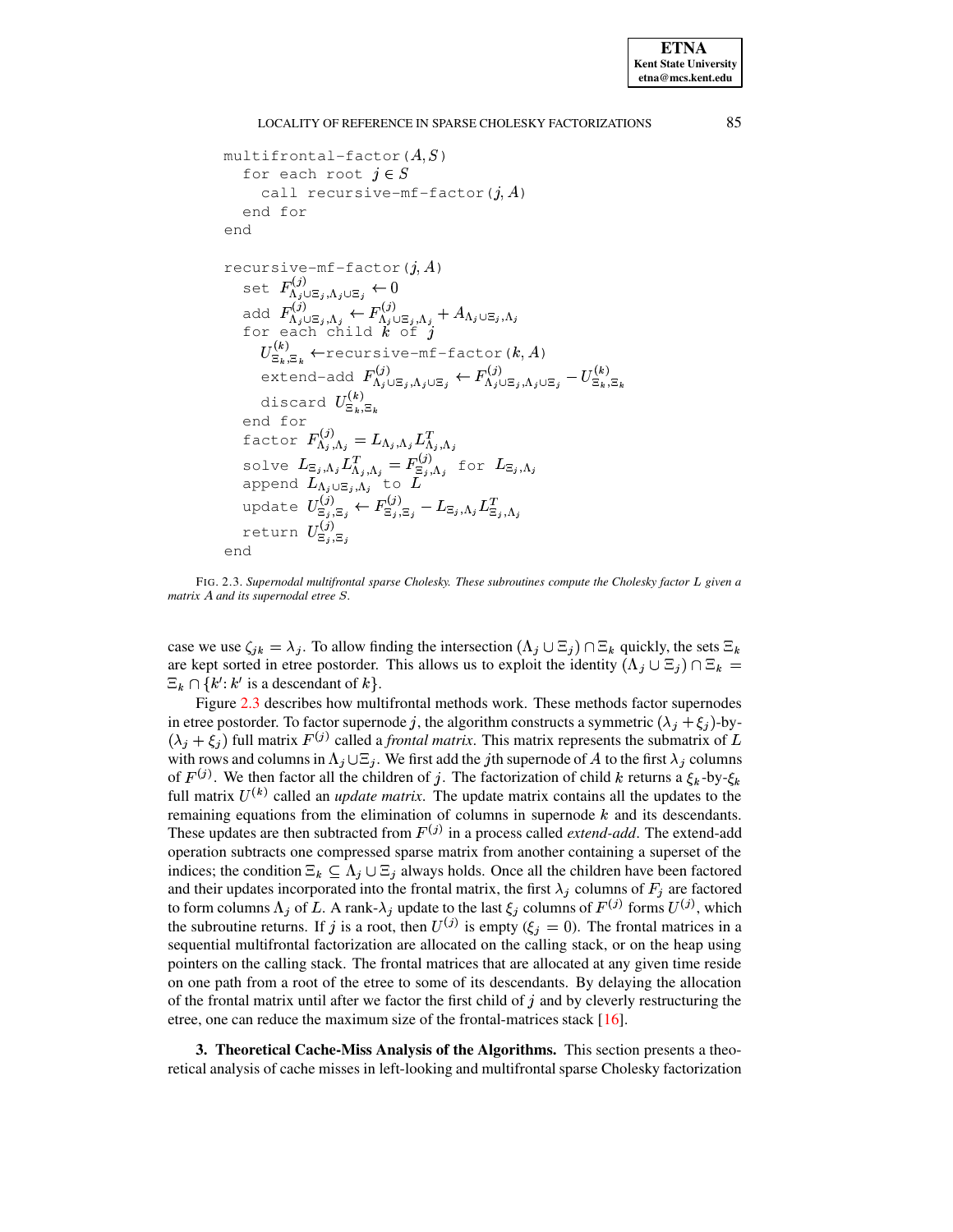```
multifrontal-factor(A, S)
  for each root j ∈ S
    call recursive-mf-factor(j, A)
  end for
end

recursive-mf-factor(j, A)
  set F^{(j)}_{Λj∪Ξj, Λj∪Ξj} ← 0
  add F^{(j)}_{Λj∪Ξj, Λj} ← F^{(j)}_{Λj∪Ξj, Λj} + A_{Λj∪Ξj, Λj}
  for each child k of j
    U^{(k)}_{Ξk, Ξk} ← recursive-mf-factor(k, A)
    extend-add F^{(j)}_{Λj∪Ξj, Λj∪Ξj} ← F^{(j)}_{Λj∪Ξj, Λj∪Ξj} − U^{(k)}_{Ξk, Ξk}
    discard U^{(k)}_{Ξk, Ξk}
  end for
  factor F^{(j)}_{Λj, Λj} = L_{Λj, Λj} L^T_{Λj, Λj}
  solve L_{Ξj, Λj} L^T_{Λj, Λj} = F^{(j)}_{Ξj, Λj} for L_{Ξj, Λj}
  append L_{Λj∪Ξj, Λj} to L
  update U^{(j)}_{Ξj, Ξj} ← F^{(j)}_{Ξj, Ξj} − L_{Ξj, Λj} L^T_{Ξj, Λj}
  return U^{(j)}_{Ξj, Ξj}
end
```

FIG. 2.3. *Supernodal multifrontal sparse Cholesky. These subroutines compute the Cholesky factor $L$ given a matrix $A$ and its supernodal etree $S$.*

case we use $\zeta_{jk} = \lambda_j$. To allow finding the intersection $(\Lambda_j \cup \Xi_j) \cap \Xi_k$ quickly, the sets $\Xi_k$ are kept sorted in etree postorder. This allows us to exploit the identity $(\Lambda_j \cup \Xi_j) \cap \Xi_k = \Xi_k \cap \{k' : k' \text{ is a descendant of } k\}$.

Figure 2.3 describes how multifrontal methods work. These methods factor supernodes in etree postorder. To factor supernode $j$, the algorithm constructs a symmetric $(\lambda_j + \xi_j)$-by-$(\lambda_j + \xi_j)$ full matrix $F^{(j)}$ called a *frontal matrix*. This matrix represents the submatrix of $L$ with rows and columns in $\Lambda_j \cup \Xi_j$. We first add the $j$th supernode of $A$ to the first $\lambda_j$ columns of $F^{(j)}$. We then factor all the children of $j$. The factorization of child $k$ returns a $\xi_k$-by-$\xi_k$ full matrix $U^{(k)}$ called an *update matrix*. The update matrix contains all the updates to the remaining equations from the elimination of columns in supernode $k$ and its descendants. These updates are then subtracted from $F^{(j)}$ in a process called *extend-add*. The extend-add operation subtracts one compressed sparse matrix from another containing a superset of the indices; the condition $\Xi_k \subseteq \Lambda_j \cup \Xi_j$ always holds. Once all the children have been factored and their updates incorporated into the frontal matrix, the first $\lambda_j$ columns of $F_j$ are factored to form columns $\Lambda_j$ of $L$. A rank-$\lambda_j$ update to the last $\xi_j$ columns of $F^{(j)}$ forms $U^{(j)}$, which the subroutine returns. If $j$ is a root, then $U^{(j)}$ is empty ($\xi_j = 0$). The frontal matrices in a sequential multifrontal factorization are allocated on the calling stack, or on the heap using pointers on the calling stack. The frontal matrices that are allocated at any given time reside on one path from a root of the etree to some of its descendants. By delaying the allocation of the frontal matrix until after we factor the first child of $j$ and by cleverly restructuring the etree, one can reduce the maximum size of the frontal-matrices stack [16].

**3. Theoretical Cache-Miss Analysis of the Algorithms.** This section presents a theoretical analysis of cache misses in left-looking and multifrontal sparse Cholesky factorization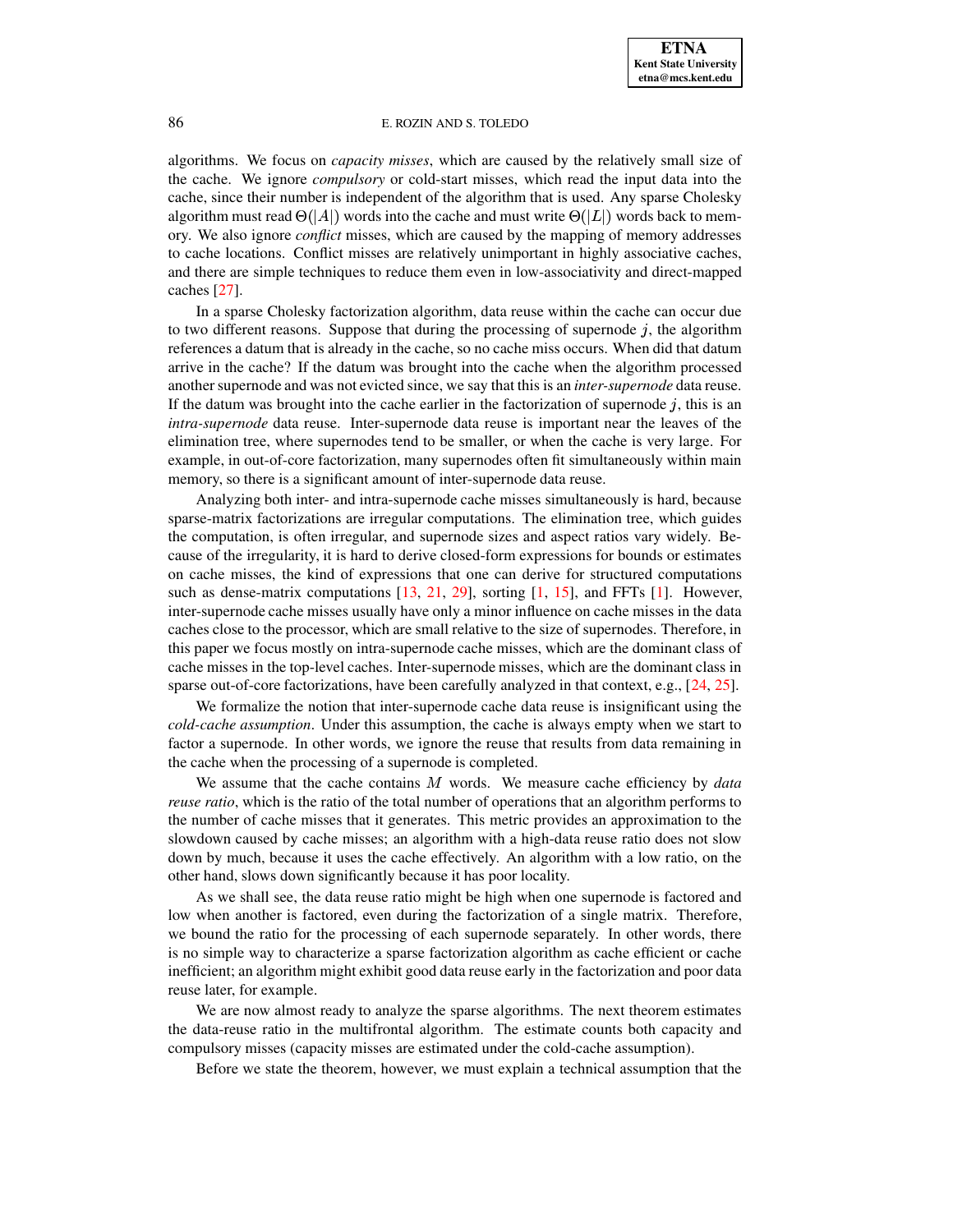algorithms. We focus on *capacity misses*, which are caused by the relatively small size of the cache. We ignore *compulsory* or cold-start misses, which read the input data into the cache, since their number is independent of the algorithm that is used. Any sparse Cholesky algorithm must read $\Theta(|A|)$ words into the cache and must write $\Theta(|L|)$ words back to memory. We also ignore *conflict* misses, which are caused by the mapping of memory addresses to cache locations. Conflict misses are relatively unimportant in highly associative caches, and there are simple techniques to reduce them even in low-associativity and direct-mapped caches [27].

In a sparse Cholesky factorization algorithm, data reuse within the cache can occur due to two different reasons. Suppose that during the processing of supernode $j$, the algorithm references a datum that is already in the cache, so no cache miss occurs. When did that datum arrive in the cache? If the datum was brought into the cache when the algorithm processed another supernode and was not evicted since, we say that this is an *inter-supernode* data reuse. If the datum was brought into the cache earlier in the factorization of supernode $j$, this is an *intra-supernode* data reuse. Inter-supernode data reuse is important near the leaves of the elimination tree, where supernodes tend to be smaller, or when the cache is very large. For example, in out-of-core factorization, many supernodes often fit simultaneously within main memory, so there is a significant amount of inter-supernode data reuse.

Analyzing both inter- and intra-supernode cache misses simultaneously is hard, because sparse-matrix factorizations are irregular computations. The elimination tree, which guides the computation, is often irregular, and supernode sizes and aspect ratios vary widely. Because of the irregularity, it is hard to derive closed-form expressions for bounds or estimates on cache misses, the kind of expressions that one can derive for structured computations such as dense-matrix computations [13, 21, 29], sorting [1, 15], and FFTs [1]. However, inter-supernode cache misses usually have only a minor influence on cache misses in the data caches close to the processor, which are small relative to the size of supernodes. Therefore, in this paper we focus mostly on intra-supernode cache misses, which are the dominant class of cache misses in the top-level caches. Inter-supernode misses, which are the dominant class in sparse out-of-core factorizations, have been carefully analyzed in that context, e.g., [24, 25].

We formalize the notion that inter-supernode cache data reuse is insignificant using the *cold-cache assumption*. Under this assumption, the cache is always empty when we start to factor a supernode. In other words, we ignore the reuse that results from data remaining in the cache when the processing of a supernode is completed.

We assume that the cache contains $M$ words. We measure cache efficiency by *data reuse ratio*, which is the ratio of the total number of operations that an algorithm performs to the number of cache misses that it generates. This metric provides an approximation to the slowdown caused by cache misses; an algorithm with a high-data reuse ratio does not slow down by much, because it uses the cache effectively. An algorithm with a low ratio, on the other hand, slows down significantly because it has poor locality.

As we shall see, the data reuse ratio might be high when one supernode is factored and low when another is factored, even during the factorization of a single matrix. Therefore, we bound the ratio for the processing of each supernode separately. In other words, there is no simple way to characterize a sparse factorization algorithm as cache efficient or cache inefficient; an algorithm might exhibit good data reuse early in the factorization and poor data reuse later, for example.

We are now almost ready to analyze the sparse algorithms. The next theorem estimates the data-reuse ratio in the multifrontal algorithm. The estimate counts both capacity and compulsory misses (capacity misses are estimated under the cold-cache assumption).

Before we state the theorem, however, we must explain a technical assumption that the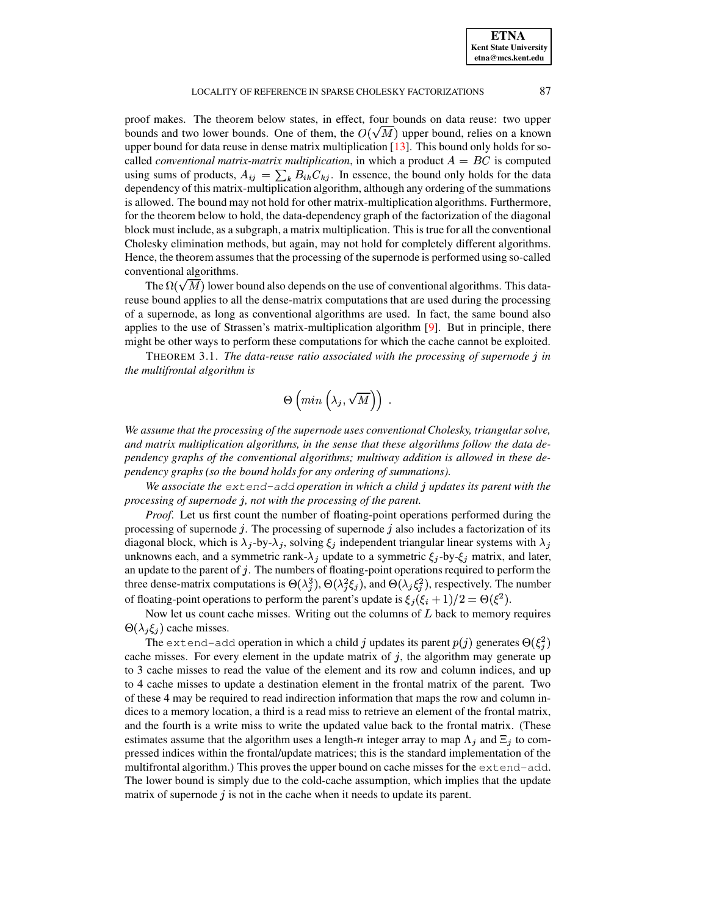proof makes. The theorem below states, in effect, four bounds on data reuse: two upper bounds and two lower bounds. One of them, the $O(\sqrt{M})$ upper bound, relies on a known upper bound for data reuse in dense matrix multiplication [13]. This bound only holds for so-called *conventional matrix-matrix multiplication*, in which a product $A = BC$ is computed using sums of products, $A_{ij} = \sum_k B_{ik} C_{kj}$. In essence, the bound only holds for the data dependency of this matrix-multiplication algorithm, although any ordering of the summations is allowed. The bound may not hold for other matrix-multiplication algorithms. Furthermore, for the theorem below to hold, the data-dependency graph of the factorization of the diagonal block must include, as a subgraph, a matrix multiplication. This is true for all the conventional Cholesky elimination methods, but again, may not hold for completely different algorithms. Hence, the theorem assumes that the processing of the supernode is performed using so-called conventional algorithms.

The $\Omega(\sqrt{M})$ lower bound also depends on the use of conventional algorithms. This data-reuse bound applies to all the dense-matrix computations that are used during the processing of a supernode, as long as conventional algorithms are used. In fact, the same bound also applies to the use of Strassen's matrix-multiplication algorithm [9]. But in principle, there might be other ways to perform these computations for which the cache cannot be exploited.

THEOREM 3.1. *The data-reuse ratio associated with the processing of supernode $j$ in the multifrontal algorithm is*

$$\Theta\left(min\left(\lambda_j, \sqrt{M}\right)\right) .$$

*We assume that the processing of the supernode uses conventional Cholesky, triangular solve, and matrix multiplication algorithms, in the sense that these algorithms follow the data dependency graphs of the conventional algorithms; multiway addition is allowed in these dependency graphs (so the bound holds for any ordering of summations).*

*We associate the* `extend-add` *operation in which a child $j$ updates its parent with the processing of supernode $j$, not with the processing of the parent.*

*Proof*. Let us first count the number of floating-point operations performed during the processing of supernode $j$. The processing of supernode $j$ also includes a factorization of its diagonal block, which is $\lambda_j$-by-$\lambda_j$, solving $\xi_j$ independent triangular linear systems with $\lambda_j$ unknowns each, and a symmetric rank-$\lambda_j$ update to a symmetric $\xi_j$-by-$\xi_j$ matrix, and later, an update to the parent of $j$. The numbers of floating-point operations required to perform the three dense-matrix computations is $\Theta(\lambda_j^3)$, $\Theta(\lambda_j^2 \xi_j)$, and $\Theta(\lambda_j \xi_j^2)$, respectively. The number of floating-point operations to perform the parent's update is $\xi_j(\xi_i + 1)/2 = \Theta(\xi^2)$.

Now let us count cache misses. Writing out the columns of $L$ back to memory requires $\Theta(\lambda_j \xi_j)$ cache misses.

The `extend-add` operation in which a child $j$ updates its parent $p(j)$ generates $\Theta(\xi_j^2)$ cache misses. For every element in the update matrix of $j$, the algorithm may generate up to 3 cache misses to read the value of the element and its row and column indices, and up to 4 cache misses to update a destination element in the frontal matrix of the parent. Two of these 4 may be required to read indirection information that maps the row and column indices to a memory location, a third is a read miss to retrieve an element of the frontal matrix, and the fourth is a write miss to write the updated value back to the frontal matrix. (These estimates assume that the algorithm uses a length-$n$ integer array to map $\Lambda_j$ and $\Xi_j$ to compressed indices within the frontal/update matrices; this is the standard implementation of the multifrontal algorithm.) This proves the upper bound on cache misses for the `extend-add`. The lower bound is simply due to the cold-cache assumption, which implies that the update matrix of supernode $j$ is not in the cache when it needs to update its parent.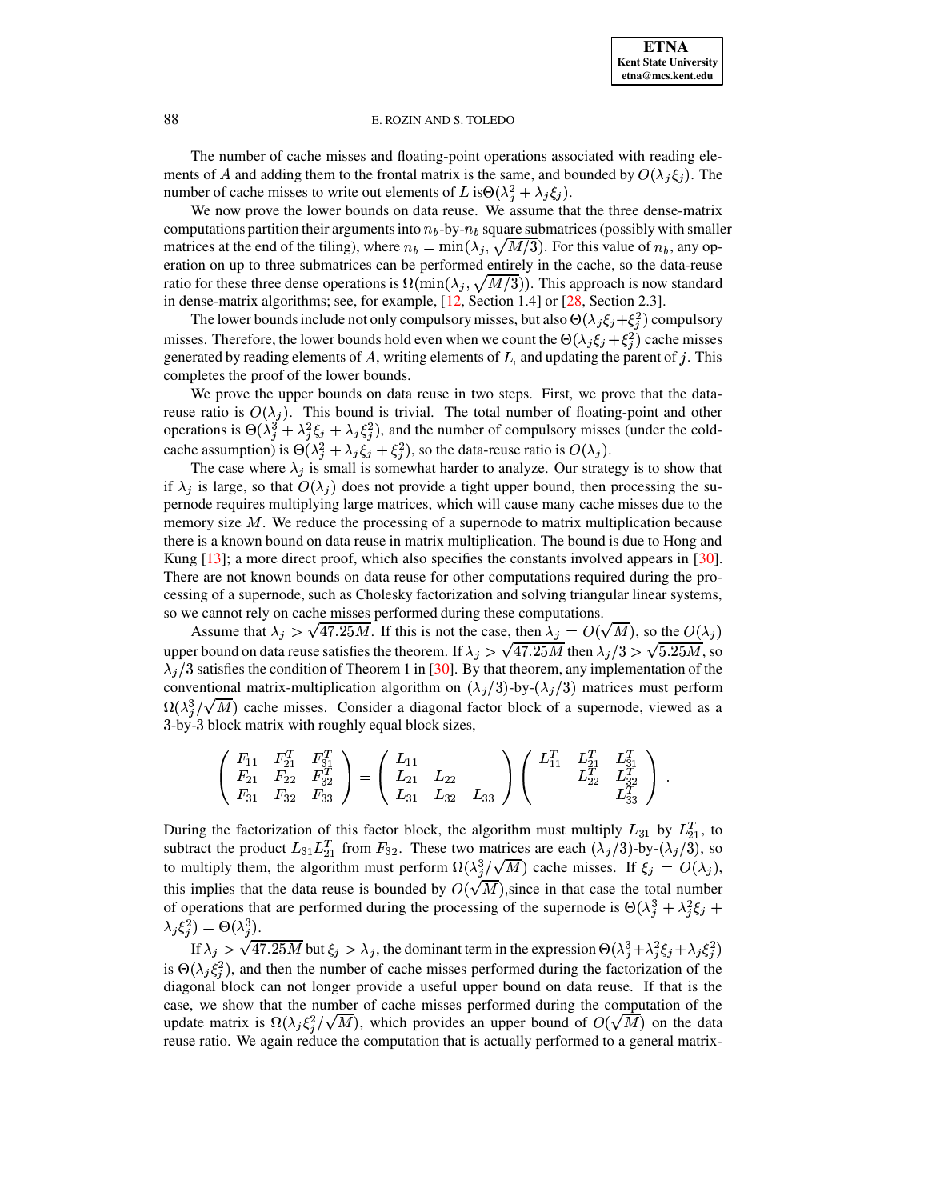The number of cache misses and floating-point operations associated with reading elements of $A$ and adding them to the frontal matrix is the same, and bounded by $O(\lambda_j \xi_j)$. The number of cache misses to write out elements of $L$ is $\Theta(\lambda_j^2 + \lambda_j \xi_j)$.

We now prove the lower bounds on data reuse. We assume that the three dense-matrix computations partition their arguments into $n_b$-by-$n_b$ square submatrices (possibly with smaller matrices at the end of the tiling), where $n_b = \min(\lambda_j, \sqrt{M/3})$. For this value of $n_b$, any operation on up to three submatrices can be performed entirely in the cache, so the data-reuse ratio for these three dense operations is $\Omega(\min(\lambda_j, \sqrt{M/3}))$. This approach is now standard in dense-matrix algorithms; see, for example, [12, Section 1.4] or [28, Section 2.3].

The lower bounds include not only compulsory misses, but also $\Theta(\lambda_j \xi_j + \xi_j^2)$ compulsory misses. Therefore, the lower bounds hold even when we count the $\Theta(\lambda_j \xi_j + \xi_j^2)$ cache misses generated by reading elements of $A$, writing elements of $L$, and updating the parent of $j$. This completes the proof of the lower bounds.

We prove the upper bounds on data reuse in two steps. First, we prove that the data-reuse ratio is $O(\lambda_j)$. This bound is trivial. The total number of floating-point and other operations is $\Theta(\lambda_j^3 + \lambda_j^2 \xi_j + \lambda_j \xi_j^2)$, and the number of compulsory misses (under the cold-cache assumption) is $\Theta(\lambda_j^2 + \lambda_j \xi_j + \xi_j^2)$, so the data-reuse ratio is $O(\lambda_j)$.

The case where $\lambda_j$ is small is somewhat harder to analyze. Our strategy is to show that if $\lambda_j$ is large, so that $O(\lambda_j)$ does not provide a tight upper bound, then processing the supernode requires multiplying large matrices, which will cause many cache misses due to the memory size $M$. We reduce the processing of a supernode to matrix multiplication because there is a known bound on data reuse in matrix multiplication. The bound is due to Hong and Kung [13]; a more direct proof, which also specifies the constants involved appears in [30]. There are not known bounds on data reuse for other computations required during the processing of a supernode, such as Cholesky factorization and solving triangular linear systems, so we cannot rely on cache misses performed during these computations.

Assume that $\lambda_j > \sqrt{47.25M}$. If this is not the case, then $\lambda_j = O(\sqrt{M})$, so the $O(\lambda_j)$ upper bound on data reuse satisfies the theorem. If $\lambda_j > \sqrt{47.25M}$ then $\lambda_j/3 > \sqrt{5.25M}$, so $\lambda_j/3$ satisfies the condition of Theorem 1 in [30]. By that theorem, any implementation of the conventional matrix-multiplication algorithm on $(\lambda_j/3)$-by-$(\lambda_j/3)$ matrices must perform $\Omega(\lambda_j^3/\sqrt{M})$ cache misses. Consider a diagonal factor block of a supernode, viewed as a 3-by-3 block matrix with roughly equal block sizes,

$$\begin{pmatrix} F_{11} & F_{21}^T & F_{31}^T \\ F_{21} & F_{22} & F_{32}^T \\ F_{31} & F_{32} & F_{33} \end{pmatrix} = \begin{pmatrix} L_{11} & & \\ L_{21} & L_{22} & \\ L_{31} & L_{32} & L_{33} \end{pmatrix} \begin{pmatrix} L_{11}^T & L_{21}^T & L_{31}^T \\ & L_{22}^T & L_{32}^T \\ & & L_{33}^T \end{pmatrix} .$$

During the factorization of this factor block, the algorithm must multiply $L_{31}$ by $L_{21}^T$, to subtract the product $L_{31}L_{21}^T$ from $F_{32}$. These two matrices are each $(\lambda_j/3)$-by-$(\lambda_j/3)$, so to multiply them, the algorithm must perform $\Omega(\lambda_j^3/\sqrt{M})$ cache misses. If $\xi_j = O(\lambda_j)$, this implies that the data reuse is bounded by $O(\sqrt{M})$,since in that case the total number of operations that are performed during the processing of the supernode is $\Theta(\lambda_j^3 + \lambda_j^2 \xi_j + \lambda_j \xi_j^2) = \Theta(\lambda_j^3)$.

If $\lambda_j > \sqrt{47.25M}$ but $\xi_j > \lambda_j$, the dominant term in the expression $\Theta(\lambda_j^3 + \lambda_j^2 \xi_j + \lambda_j \xi_j^2)$ is $\Theta(\lambda_j \xi_j^2)$, and then the number of cache misses performed during the factorization of the diagonal block can not longer provide a useful upper bound on data reuse. If that is the case, we show that the number of cache misses performed during the computation of the update matrix is $\Omega(\lambda_j \xi_j^2/\sqrt{M})$, which provides an upper bound of $O(\sqrt{M})$ on the data reuse ratio. We again reduce the computation that is actually performed to a general matrix-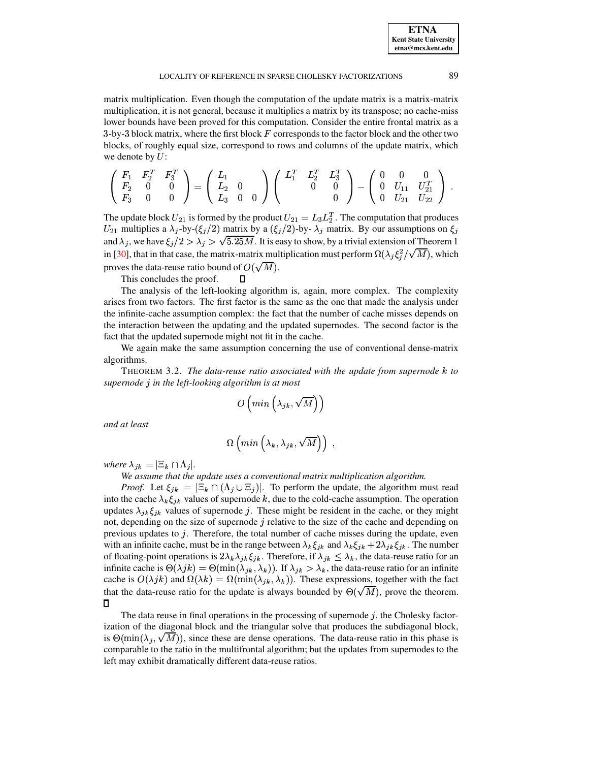matrix multiplication. Even though the computation of the update matrix is a matrix-matrix multiplication, it is not general, because it multiplies a matrix by its transpose; no cache-miss lower bounds have been proved for this computation. Consider the entire frontal matrix as a 3-by-3 block matrix, where the first block $F$ corresponds to the factor block and the other two blocks, of roughly equal size, correspond to rows and columns of the update matrix, which we denote by $U$:

$$\left( \begin{array}{ccc} F_1 & F_2^T & F_3^T \\ F_2 & 0 & 0 \\ F_3 & 0 & 0 \end{array} \right) = \left( \begin{array}{ccc} L_1 & & \\ L_2 & 0 & \\ L_3 & 0 & 0 \end{array} \right) \left( \begin{array}{ccc} L_1^T & L_2^T & L_3^T \\ & 0 & 0 \\ & & 0 \end{array} \right) - \left( \begin{array}{ccc} 0 & 0 & 0 \\ 0 & U_{11} & U_{21}^T \\ 0 & U_{21} & U_{22} \end{array} \right) .$$

The update block $U_{21}$ is formed by the product $U_{21} = L_3 L_2^T$. The computation that produces $U_{21}$ multiplies a $\lambda_j$-by-$(\xi_j/2)$ matrix by a $(\xi_j/2)$-by- $\lambda_j$ matrix. By our assumptions on $\xi_j$ and $\lambda_j$, we have $\xi_j/2 > \lambda_j > \sqrt{5.25M}$. It is easy to show, by a trivial extension of Theorem 1 in [30], that in that case, the matrix-matrix multiplication must perform $\Omega(\lambda_j \xi_j^2/\sqrt{M})$, which proves the data-reuse ratio bound of $O(\sqrt{M})$.

This concludes the proof. □

The analysis of the left-looking algorithm is, again, more complex. The complexity arises from two factors. The first factor is the same as the one that made the analysis under the infinite-cache assumption complex: the fact that the number of cache misses depends on the interaction between the updating and the updated supernodes. The second factor is the fact that the updated supernode might not fit in the cache.

We again make the same assumption concerning the use of conventional dense-matrix algorithms.

THEOREM 3.2. *The data-reuse ratio associated with the update from supernode $k$ to supernode $j$ in the left-looking algorithm is at most*

$$O\left(min\left(\lambda_{jk}, \sqrt{M}\right)\right)$$

*and at least*

$$\Omega\left(min\left(\lambda_k, \lambda_{jk}, \sqrt{M}\right)\right) \ ,$$

*where $\lambda_{jk} = |\Xi_k \cap \Lambda_j|$.*

*We assume that the update uses a conventional matrix multiplication algorithm.*

*Proof.* Let $\xi_{jk} = |\Xi_k \cap (\Lambda_j \cup \Xi_j)|$. To perform the update, the algorithm must read into the cache $\lambda_k \xi_{jk}$ values of supernode $k$, due to the cold-cache assumption. The operation updates $\lambda_{jk}\xi_{jk}$ values of supernode $j$. These might be resident in the cache, or they might not, depending on the size of supernode $j$ relative to the size of the cache and depending on previous updates to $j$. Therefore, the total number of cache misses during the update, even with an infinite cache, must be in the range between $\lambda_k \xi_{jk}$ and $\lambda_k \xi_{jk} + 2\lambda_{jk}\xi_{jk}$. The number of floating-point operations is $2\lambda_k \lambda_{jk} \xi_{jk}$. Therefore, if $\lambda_{jk} \leq \lambda_k$, the data-reuse ratio for an infinite cache is $\Theta(\lambda jk) = \Theta(\min(\lambda_{jk}, \lambda_k))$. If $\lambda_{jk} > \lambda_k$, the data-reuse ratio for an infinite cache is $O(\lambda jk)$ and $\Omega(\lambda k) = \Omega(\min(\lambda_{jk}, \lambda_k))$. These expressions, together with the fact that the data-reuse ratio for the update is always bounded by $\Theta(\sqrt{M})$, prove the theorem. □

The data reuse in final operations in the processing of supernode $j$, the Cholesky factorization of the diagonal block and the triangular solve that produces the subdiagonal block, is $\Theta(\min(\lambda_j, \sqrt{M}))$, since these are dense operations. The data-reuse ratio in this phase is comparable to the ratio in the multifrontal algorithm; but the updates from supernodes to the left may exhibit dramatically different data-reuse ratios.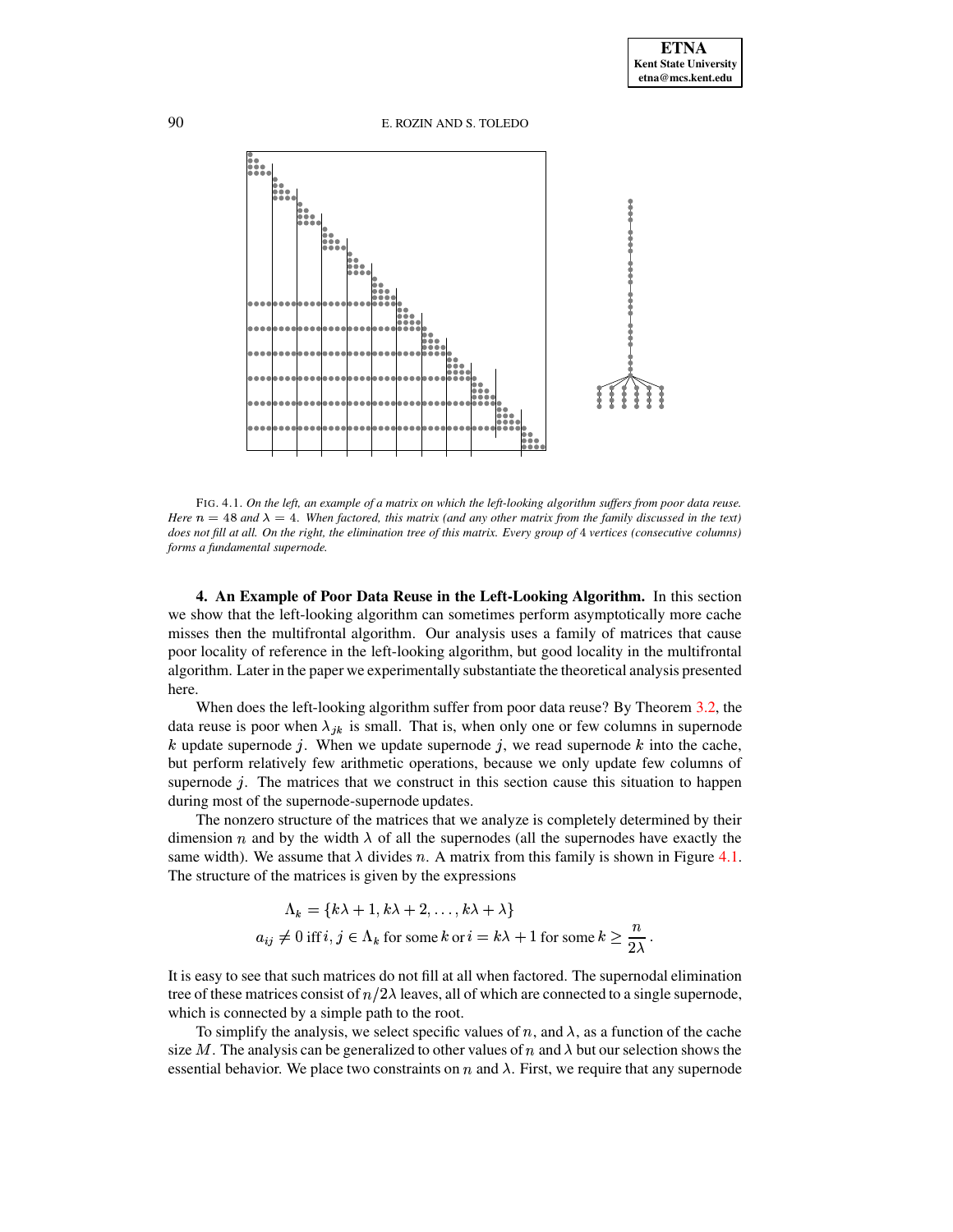FIG. 4.1. *On the left, an example of a matrix on which the left-looking algorithm suffers from poor data reuse. Here $n = 48$ and $\lambda = 4$. When factored, this matrix (and any other matrix from the family discussed in the text) does not fill at all. On the right, the elimination tree of this matrix. Every group of 4 vertices (consecutive columns) forms a fundamental supernode.*

## 4. An Example of Poor Data Reuse in the Left-Looking Algorithm.

In this section we show that the left-looking algorithm can sometimes perform asymptotically more cache misses then the multifrontal algorithm. Our analysis uses a family of matrices that cause poor locality of reference in the left-looking algorithm, but good locality in the multifrontal algorithm. Later in the paper we experimentally substantiate the theoretical analysis presented here.

When does the left-looking algorithm suffer from poor data reuse? By Theorem 3.2, the data reuse is poor when $\lambda_{jk}$ is small. That is, when only one or few columns in supernode $k$ update supernode $j$. When we update supernode $j$, we read supernode $k$ into the cache, but perform relatively few arithmetic operations, because we only update few columns of supernode $j$. The matrices that we construct in this section cause this situation to happen during most of the supernode-supernode updates.

The nonzero structure of the matrices that we analyze is completely determined by their dimension $n$ and by the width $\lambda$ of all the supernodes (all the supernodes have exactly the same width). We assume that $\lambda$ divides $n$. A matrix from this family is shown in Figure 4.1. The structure of the matrices is given by the expressions

$$\Lambda_k = \{k\lambda + 1, k\lambda + 2, \ldots, k\lambda + \lambda\}$$
$$a_{ij} \neq 0 \text{ iff } i, j \in \Lambda_k \text{ for some } k \text{ or } i = k\lambda + 1 \text{ for some } k \geq \frac{n}{2\lambda}.$$

It is easy to see that such matrices do not fill at all when factored. The supernodal elimination tree of these matrices consist of $n/2\lambda$ leaves, all of which are connected to a single supernode, which is connected by a simple path to the root.

To simplify the analysis, we select specific values of $n$, and $\lambda$, as a function of the cache size $M$. The analysis can be generalized to other values of $n$ and $\lambda$ but our selection shows the essential behavior. We place two constraints on $n$ and $\lambda$. First, we require that any supernode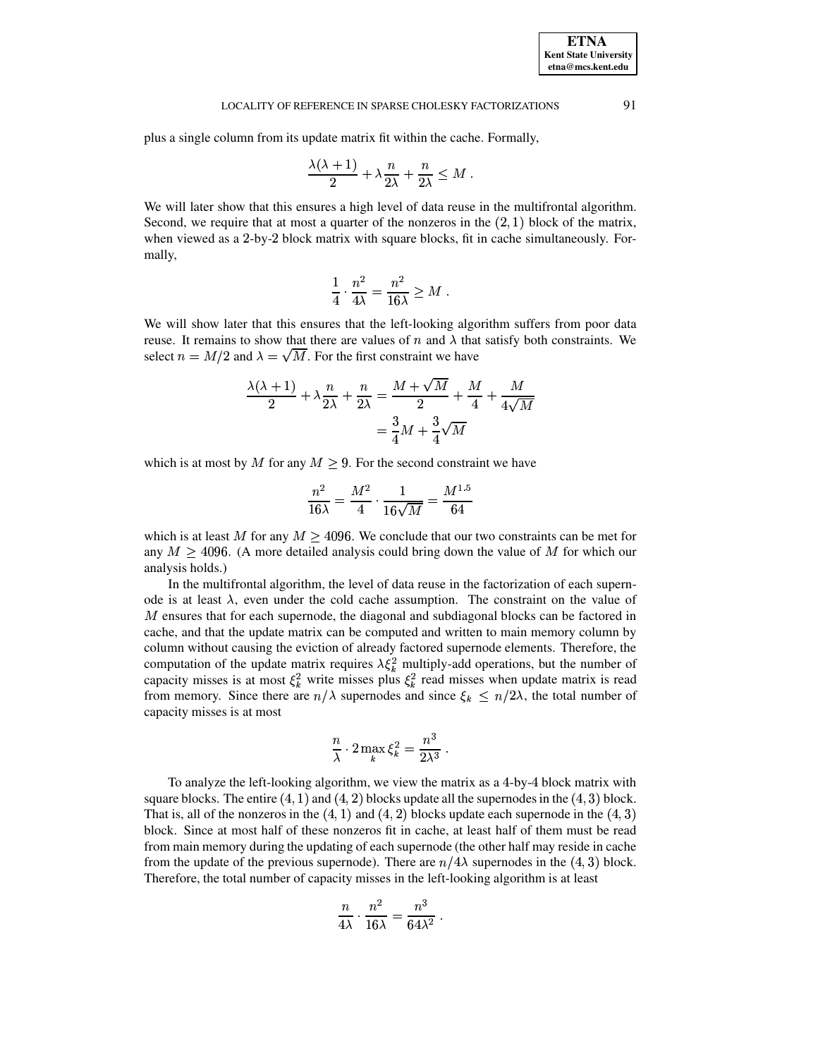plus a single column from its update matrix fit within the cache. Formally,

$$\frac{\lambda(\lambda+1)}{2} + \lambda \frac{n}{2\lambda} + \frac{n}{2\lambda} \le M \; .$$

We will later show that this ensures a high level of data reuse in the multifrontal algorithm. Second, we require that at most a quarter of the nonzeros in the $(2,1)$ block of the matrix, when viewed as a 2-by-2 block matrix with square blocks, fit in cache simultaneously. Formally,

$$\frac{1}{4} \cdot \frac{n^2}{4\lambda} = \frac{n^2}{16\lambda} \ge M \; .$$

We will show later that this ensures that the left-looking algorithm suffers from poor data reuse. It remains to show that there are values of $n$ and $\lambda$ that satisfy both constraints. We select $n = M/2$ and $\lambda = \sqrt{M}$. For the first constraint we have

$$\begin{aligned} \frac{\lambda(\lambda+1)}{2} + \lambda \frac{n}{2\lambda} + \frac{n}{2\lambda} &= \frac{M + \sqrt{M}}{2} + \frac{M}{4} + \frac{M}{4\sqrt{M}} \\ &= \frac{3}{4}M + \frac{3}{4}\sqrt{M} \end{aligned}$$

which is at most by $M$ for any $M \ge 9$. For the second constraint we have

$$\frac{n^2}{16\lambda} = \frac{M^2}{4} \cdot \frac{1}{16\sqrt{M}} = \frac{M^{1.5}}{64}$$

which is at least $M$ for any $M \ge 4096$. We conclude that our two constraints can be met for any $M \ge 4096$. (A more detailed analysis could bring down the value of $M$ for which our analysis holds.)

In the multifrontal algorithm, the level of data reuse in the factorization of each supernode is at least $\lambda$, even under the cold cache assumption. The constraint on the value of $M$ ensures that for each supernode, the diagonal and subdiagonal blocks can be factored in cache, and that the update matrix can be computed and written to main memory column by column without causing the eviction of already factored supernode elements. Therefore, the computation of the update matrix requires $\lambda \xi_k^2$ multiply-add operations, but the number of capacity misses is at most $\xi_k^2$ write misses plus $\xi_k^2$ read misses when update matrix is read from memory. Since there are $n/\lambda$ supernodes and since $\xi_k \le n/2\lambda$, the total number of capacity misses is at most

$$\frac{n}{\lambda} \cdot 2 \max_k \xi_k^2 = \frac{n^3}{2\lambda^3} \; .$$

To analyze the left-looking algorithm, we view the matrix as a 4-by-4 block matrix with square blocks. The entire $(4,1)$ and $(4,2)$ blocks update all the supernodes in the $(4,3)$ block. That is, all of the nonzeros in the $(4,1)$ and $(4,2)$ blocks update each supernode in the $(4,3)$ block. Since at most half of these nonzeros fit in cache, at least half of them must be read from main memory during the updating of each supernode (the other half may reside in cache from the update of the previous supernode). There are $n/4\lambda$ supernodes in the $(4,3)$ block. Therefore, the total number of capacity misses in the left-looking algorithm is at least

$$\frac{n}{4\lambda} \cdot \frac{n^2}{16\lambda} = \frac{n^3}{64\lambda^2} \; .$$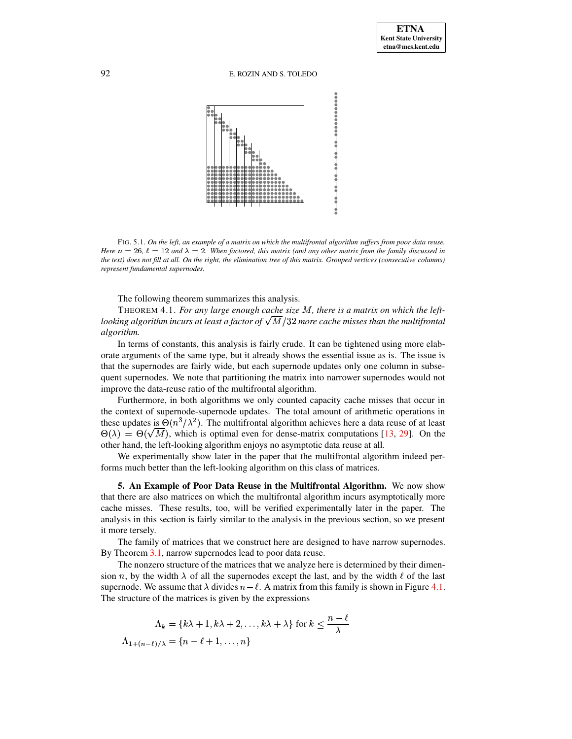FIG. 5.1. *On the left, an example of a matrix on which the multifrontal algorithm suffers from poor data reuse. Here $n = 26$, $\ell = 12$ and $\lambda = 2$. When factored, this matrix (and any other matrix from the family discussed in the text) does not fill at all. On the right, the elimination tree of this matrix. Grouped vertices (consecutive columns) represent fundamental supernodes.*

The following theorem summarizes this analysis.

THEOREM 4.1. *For any large enough cache size $M$, there is a matrix on which the left-looking algorithm incurs at least a factor of $\sqrt{M}/32$ more cache misses than the multifrontal algorithm.*

In terms of constants, this analysis is fairly crude. It can be tightened using more elaborate arguments of the same type, but it already shows the essential issue as is. The issue is that the supernodes are fairly wide, but each supernode updates only one column in subsequent supernodes. We note that partitioning the matrix into narrower supernodes would not improve the data-reuse ratio of the multifrontal algorithm.

Furthermore, in both algorithms we only counted capacity cache misses that occur in the context of supernode-supernode updates. The total amount of arithmetic operations in these updates is $\Theta(n^3/\lambda^2)$. The multifrontal algorithm achieves here a data reuse of at least $\Theta(\lambda) = \Theta(\sqrt{M})$, which is optimal even for dense-matrix computations [13, 29]. On the other hand, the left-looking algorithm enjoys no asymptotic data reuse at all.

We experimentally show later in the paper that the multifrontal algorithm indeed performs much better than the left-looking algorithm on this class of matrices.

**5. An Example of Poor Data Reuse in the Multifrontal Algorithm.** We now show that there are also matrices on which the multifrontal algorithm incurs asymptotically more cache misses. These results, too, will be verified experimentally later in the paper. The analysis in this section is fairly similar to the analysis in the previous section, so we present it more tersely.

The family of matrices that we construct here are designed to have narrow supernodes. By Theorem 3.1, narrow supernodes lead to poor data reuse.

The nonzero structure of the matrices that we analyze here is determined by their dimension $n$, by the width $\lambda$ of all the supernodes except the last, and by the width $\ell$ of the last supernode. We assume that $\lambda$ divides $n - \ell$. A matrix from this family is shown in Figure 4.1. The structure of the matrices is given by the expressions

$$\Lambda_k = \{k\lambda + 1, k\lambda + 2, \ldots, k\lambda + \lambda\} \text{ for } k \leq \frac{n - \ell}{\lambda}$$

$$\Lambda_{1+(n-\ell)/\lambda} = \{n - \ell + 1, \ldots, n\}$$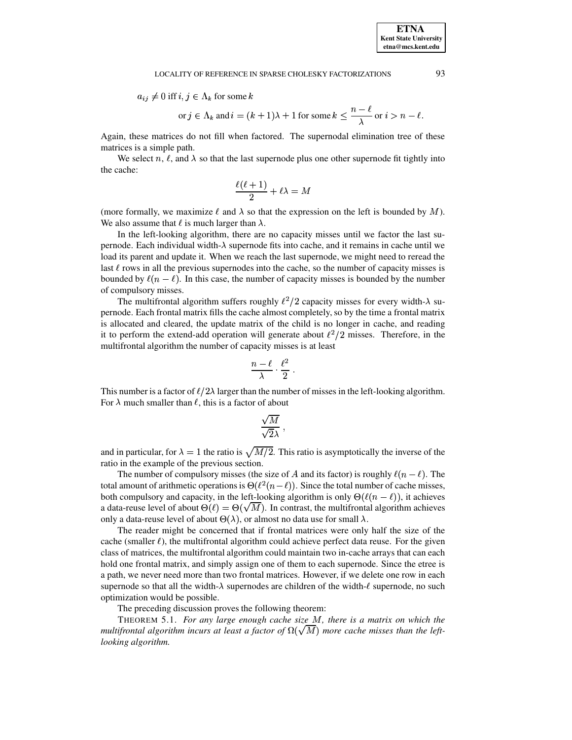$$a_{ij} \neq 0 \text{ iff } i, j \in \Lambda_k \text{ for some } k$$

$$\text{or } j \in \Lambda_k \text{ and } i = (k+1)\lambda + 1 \text{ for some } k \leq \frac{n-\ell}{\lambda} \text{ or } i > n - \ell.$$

Again, these matrices do not fill when factored. The supernodal elimination tree of these matrices is a simple path.

We select $n$, $\ell$, and $\lambda$ so that the last supernode plus one other supernode fit tightly into the cache:

$$\frac{\ell(\ell+1)}{2} + \ell\lambda = M$$

(more formally, we maximize $\ell$ and $\lambda$ so that the expression on the left is bounded by $M$). We also assume that $\ell$ is much larger than $\lambda$.

In the left-looking algorithm, there are no capacity misses until we factor the last supernode. Each individual width-$\lambda$ supernode fits into cache, and it remains in cache until we load its parent and update it. When we reach the last supernode, we might need to reread the last $\ell$ rows in all the previous supernodes into the cache, so the number of capacity misses is bounded by $\ell(n-\ell)$. In this case, the number of capacity misses is bounded by the number of compulsory misses.

The multifrontal algorithm suffers roughly $\ell^2/2$ capacity misses for every width-$\lambda$ supernode. Each frontal matrix fills the cache almost completely, so by the time a frontal matrix is allocated and cleared, the update matrix of the child is no longer in cache, and reading it to perform the extend-add operation will generate about $\ell^2/2$ misses. Therefore, in the multifrontal algorithm the number of capacity misses is at least

$$\frac{n-\ell}{\lambda} \cdot \frac{\ell^2}{2} .$$

This number is a factor of $\ell/2\lambda$ larger than the number of misses in the left-looking algorithm. For $\lambda$ much smaller than $\ell$, this is a factor of about

$$\frac{\sqrt{M}}{\sqrt{2}\lambda} ,$$

and in particular, for $\lambda = 1$ the ratio is $\sqrt{M/2}$. This ratio is asymptotically the inverse of the ratio in the example of the previous section.

The number of compulsory misses (the size of $A$ and its factor) is roughly $\ell(n-\ell)$. The total amount of arithmetic operations is $\Theta(\ell^2(n-\ell))$. Since the total number of cache misses, both compulsory and capacity, in the left-looking algorithm is only $\Theta(\ell(n-\ell))$, it achieves a data-reuse level of about $\Theta(\ell) = \Theta(\sqrt{M})$. In contrast, the multifrontal algorithm achieves only a data-reuse level of about $\Theta(\lambda)$, or almost no data use for small $\lambda$.

The reader might be concerned that if frontal matrices were only half the size of the cache (smaller $\ell$), the multifrontal algorithm could achieve perfect data reuse. For the given class of matrices, the multifrontal algorithm could maintain two in-cache arrays that can each hold one frontal matrix, and simply assign one of them to each supernode. Since the etree is a path, we never need more than two frontal matrices. However, if we delete one row in each supernode so that all the width-$\lambda$ supernodes are children of the width-$\ell$ supernode, no such optimization would be possible.

The preceding discussion proves the following theorem:

THEOREM 5.1. *For any large enough cache size $M$, there is a matrix on which the multifrontal algorithm incurs at least a factor of $\Omega(\sqrt{M})$ more cache misses than the left-looking algorithm.*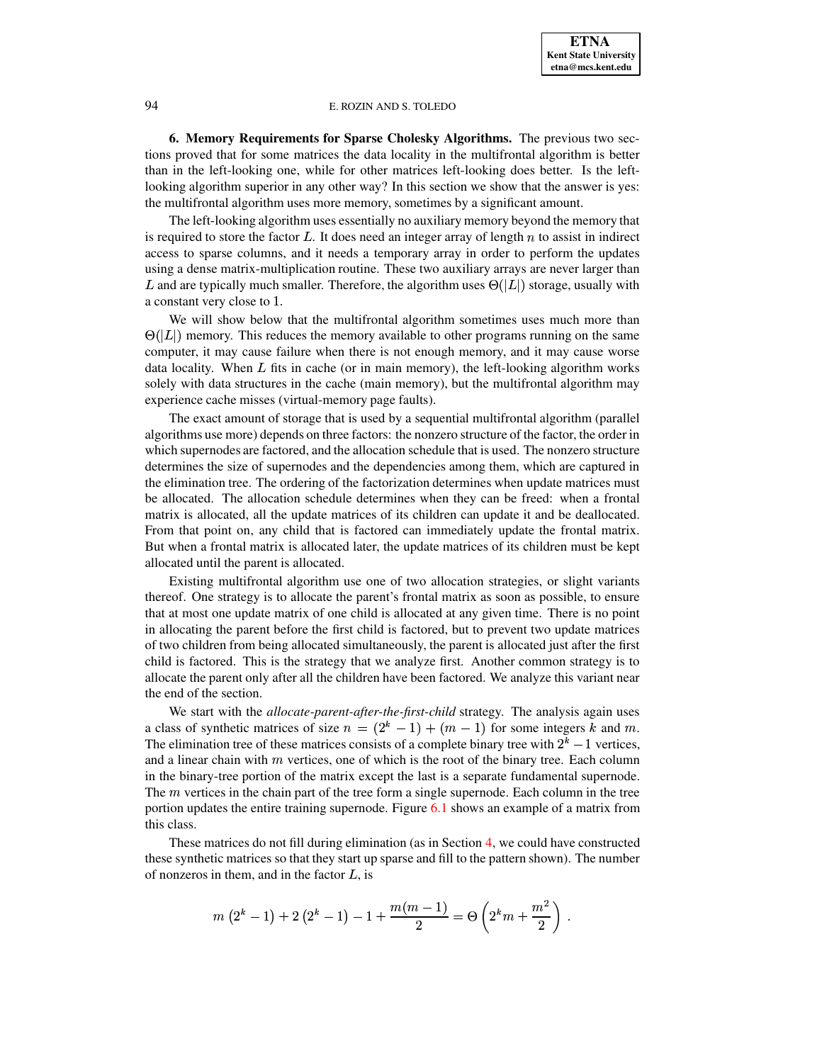**6. Memory Requirements for Sparse Cholesky Algorithms.** The previous two sections proved that for some matrices the data locality in the multifrontal algorithm is better than in the left-looking one, while for other matrices left-looking does better. Is the left-looking algorithm superior in any other way? In this section we show that the answer is yes: the multifrontal algorithm uses more memory, sometimes by a significant amount.

The left-looking algorithm uses essentially no auxiliary memory beyond the memory that is required to store the factor $L$. It does need an integer array of length $n$ to assist in indirect access to sparse columns, and it needs a temporary array in order to perform the updates using a dense matrix-multiplication routine. These two auxiliary arrays are never larger than $L$ and are typically much smaller. Therefore, the algorithm uses $\Theta(|L|)$ storage, usually with a constant very close to 1.

We will show below that the multifrontal algorithm sometimes uses much more than $\Theta(|L|)$ memory. This reduces the memory available to other programs running on the same computer, it may cause failure when there is not enough memory, and it may cause worse data locality. When $L$ fits in cache (or in main memory), the left-looking algorithm works solely with data structures in the cache (main memory), but the multifrontal algorithm may experience cache misses (virtual-memory page faults).

The exact amount of storage that is used by a sequential multifrontal algorithm (parallel algorithms use more) depends on three factors: the nonzero structure of the factor, the order in which supernodes are factored, and the allocation schedule that is used. The nonzero structure determines the size of supernodes and the dependencies among them, which are captured in the elimination tree. The ordering of the factorization determines when update matrices must be allocated. The allocation schedule determines when they can be freed: when a frontal matrix is allocated, all the update matrices of its children can update it and be deallocated. From that point on, any child that is factored can immediately update the frontal matrix. But when a frontal matrix is allocated later, the update matrices of its children must be kept allocated until the parent is allocated.

Existing multifrontal algorithm use one of two allocation strategies, or slight variants thereof. One strategy is to allocate the parent's frontal matrix as soon as possible, to ensure that at most one update matrix of one child is allocated at any given time. There is no point in allocating the parent before the first child is factored, but to prevent two update matrices of two children from being allocated simultaneously, the parent is allocated just after the first child is factored. This is the strategy that we analyze first. Another common strategy is to allocate the parent only after all the children have been factored. We analyze this variant near the end of the section.

We start with the *allocate-parent-after-the-first-child* strategy. The analysis again uses a class of synthetic matrices of size $n = (2^k - 1) + (m - 1)$ for some integers $k$ and $m$. The elimination tree of these matrices consists of a complete binary tree with $2^k - 1$ vertices, and a linear chain with $m$ vertices, one of which is the root of the binary tree. Each column in the binary-tree portion of the matrix except the last is a separate fundamental supernode. The $m$ vertices in the chain part of the tree form a single supernode. Each column in the tree portion updates the entire training supernode. Figure 6.1 shows an example of a matrix from this class.

These matrices do not fill during elimination (as in Section 4, we could have constructed these synthetic matrices so that they start up sparse and fill to the pattern shown). The number of nonzeros in them, and in the factor $L$, is

$$m\left(2^k - 1\right) + 2\left(2^k - 1\right) - 1 + \frac{m(m-1)}{2} = \Theta\left(2^k m + \frac{m^2}{2}\right) .$$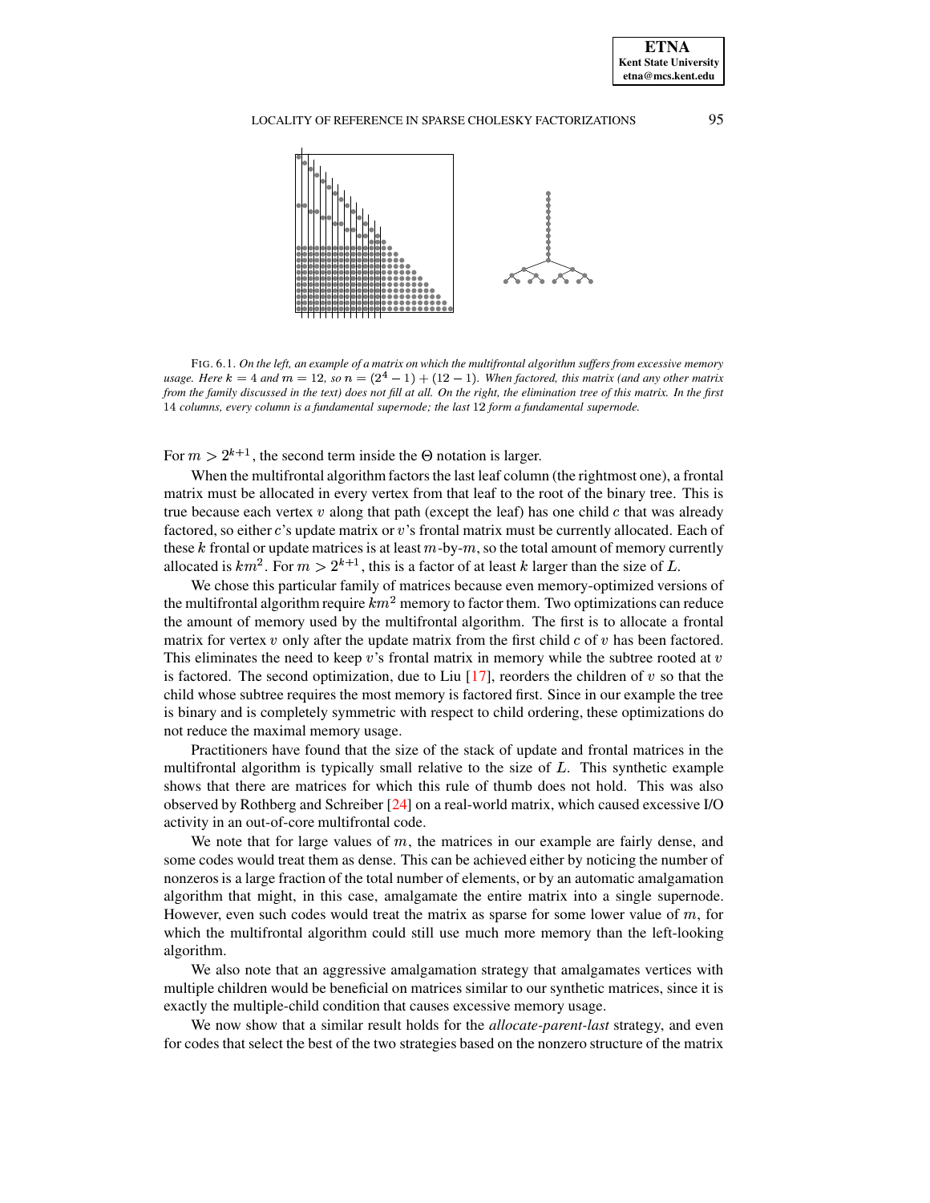FIG. 6.1. *On the left, an example of a matrix on which the multifrontal algorithm suffers from excessive memory usage. Here* $k = 4$ *and* $m = 12$*, so* $n = (2^4 - 1) + (12 - 1)$*. When factored, this matrix (and any other matrix from the family discussed in the text) does not fill at all. On the right, the elimination tree of this matrix. In the first* 14 *columns, every column is a fundamental supernode; the last* 12 *form a fundamental supernode.*

For $m > 2^{k+1}$, the second term inside the $\Theta$ notation is larger.

When the multifrontal algorithm factors the last leaf column (the rightmost one), a frontal matrix must be allocated in every vertex from that leaf to the root of the binary tree. This is true because each vertex $v$ along that path (except the leaf) has one child $c$ that was already factored, so either $c$'s update matrix or $v$'s frontal matrix must be currently allocated. Each of these $k$ frontal or update matrices is at least $m$-by-$m$, so the total amount of memory currently allocated is $km^2$. For $m > 2^{k+1}$, this is a factor of at least $k$ larger than the size of $L$.

We chose this particular family of matrices because even memory-optimized versions of the multifrontal algorithm require $km^2$ memory to factor them. Two optimizations can reduce the amount of memory used by the multifrontal algorithm. The first is to allocate a frontal matrix for vertex $v$ only after the update matrix from the first child $c$ of $v$ has been factored. This eliminates the need to keep $v$'s frontal matrix in memory while the subtree rooted at $v$ is factored. The second optimization, due to Liu [17], reorders the children of $v$ so that the child whose subtree requires the most memory is factored first. Since in our example the tree is binary and is completely symmetric with respect to child ordering, these optimizations do not reduce the maximal memory usage.

Practitioners have found that the size of the stack of update and frontal matrices in the multifrontal algorithm is typically small relative to the size of $L$. This synthetic example shows that there are matrices for which this rule of thumb does not hold. This was also observed by Rothberg and Schreiber [24] on a real-world matrix, which caused excessive I/O activity in an out-of-core multifrontal code.

We note that for large values of $m$, the matrices in our example are fairly dense, and some codes would treat them as dense. This can be achieved either by noticing the number of nonzeros is a large fraction of the total number of elements, or by an automatic amalgamation algorithm that might, in this case, amalgamate the entire matrix into a single supernode. However, even such codes would treat the matrix as sparse for some lower value of $m$, for which the multifrontal algorithm could still use much more memory than the left-looking algorithm.

We also note that an aggressive amalgamation strategy that amalgamates vertices with multiple children would be beneficial on matrices similar to our synthetic matrices, since it is exactly the multiple-child condition that causes excessive memory usage.

We now show that a similar result holds for the *allocate-parent-last* strategy, and even for codes that select the best of the two strategies based on the nonzero structure of the matrix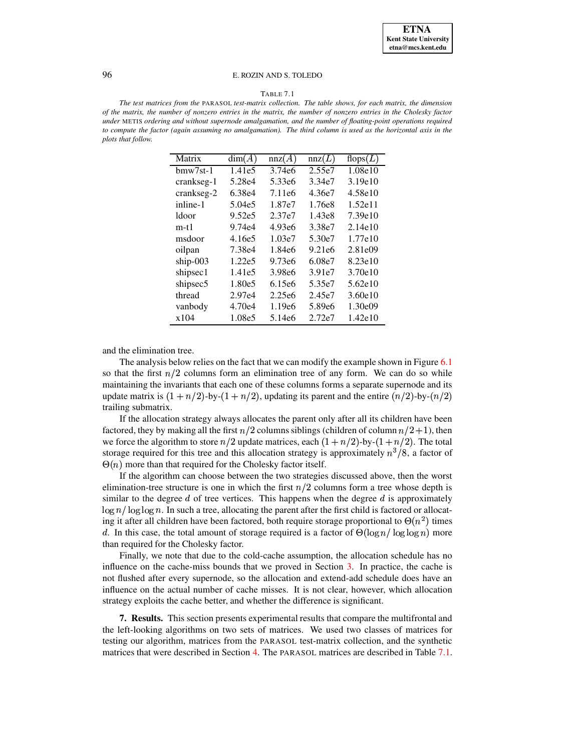TABLE 7.1

*The test matrices from the* PARASOL *test-matrix collection. The table shows, for each matrix, the dimension of the matrix, the number of nonzero entries in the matrix, the number of nonzero entries in the Cholesky factor under* METIS *ordering and without supernode amalgamation, and the number of floating-point operations required to compute the factor (again assuming no amalgamation). The third column is used as the horizontal axis in the plots that follow.*

| Matrix | $\dim(A)$ | $\text{nnz}(A)$ | $\text{nnz}(L)$ | $\text{flops}(L)$ |
|---|---|---|---|---|
| bmw7st-1 | 1.41e5 | 3.74e6 | 2.55e7 | 1.08e10 |
| crankseg-1 | 5.28e4 | 5.33e6 | 3.34e7 | 3.19e10 |
| crankseg-2 | 6.38e4 | 7.11e6 | 4.36e7 | 4.58e10 |
| inline-1 | 5.04e5 | 1.87e7 | 1.76e8 | 1.52e11 |
| ldoor | 9.52e5 | 2.37e7 | 1.43e8 | 7.39e10 |
| m-t1 | 9.74e4 | 4.93e6 | 3.38e7 | 2.14e10 |
| msdoor | 4.16e5 | 1.03e7 | 5.30e7 | 1.77e10 |
| oilpan | 7.38e4 | 1.84e6 | 9.21e6 | 2.81e09 |
| ship-003 | 1.22e5 | 9.73e6 | 6.08e7 | 8.23e10 |
| shipsec1 | 1.41e5 | 3.98e6 | 3.91e7 | 3.70e10 |
| shipsec5 | 1.80e5 | 6.15e6 | 5.35e7 | 5.62e10 |
| thread | 2.97e4 | 2.25e6 | 2.45e7 | 3.60e10 |
| vanbody | 4.70e4 | 1.19e6 | 5.89e6 | 1.30e09 |
| x104 | 1.08e5 | 5.14e6 | 2.72e7 | 1.42e10 |

and the elimination tree.

The analysis below relies on the fact that we can modify the example shown in Figure 6.1 so that the first $n/2$ columns form an elimination tree of any form. We can do so while maintaining the invariants that each one of these columns forms a separate supernode and its update matrix is $(1+n/2)$-by-$(1+n/2)$, updating its parent and the entire $(n/2)$-by-$(n/2)$ trailing submatrix.

If the allocation strategy always allocates the parent only after all its children have been factored, they by making all the first $n/2$ columns siblings (children of column $n/2+1$), then we force the algorithm to store $n/2$ update matrices, each $(1+n/2)$-by-$(1+n/2)$. The total storage required for this tree and this allocation strategy is approximately $n^3/8$, a factor of $\Theta(n)$ more than that required for the Cholesky factor itself.

If the algorithm can choose between the two strategies discussed above, then the worst elimination-tree structure is one in which the first $n/2$ columns form a tree whose depth is similar to the degree $d$ of tree vertices. This happens when the degree $d$ is approximately $\log n/\log\log n$. In such a tree, allocating the parent after the first child is factored or allocating it after all children have been factored, both require storage proportional to $\Theta(n^2)$ times $d$. In this case, the total amount of storage required is a factor of $\Theta(\log n/\log\log n)$ more than required for the Cholesky factor.

Finally, we note that due to the cold-cache assumption, the allocation schedule has no influence on the cache-miss bounds that we proved in Section 3. In practice, the cache is not flushed after every supernode, so the allocation and extend-add schedule does have an influence on the actual number of cache misses. It is not clear, however, which allocation strategy exploits the cache better, and whether the difference is significant.

## 7. Results.

This section presents experimental results that compare the multifrontal and the left-looking algorithms on two sets of matrices. We used two classes of matrices for testing our algorithm, matrices from the PARASOL test-matrix collection, and the synthetic matrices that were described in Section 4. The PARASOL matrices are described in Table 7.1.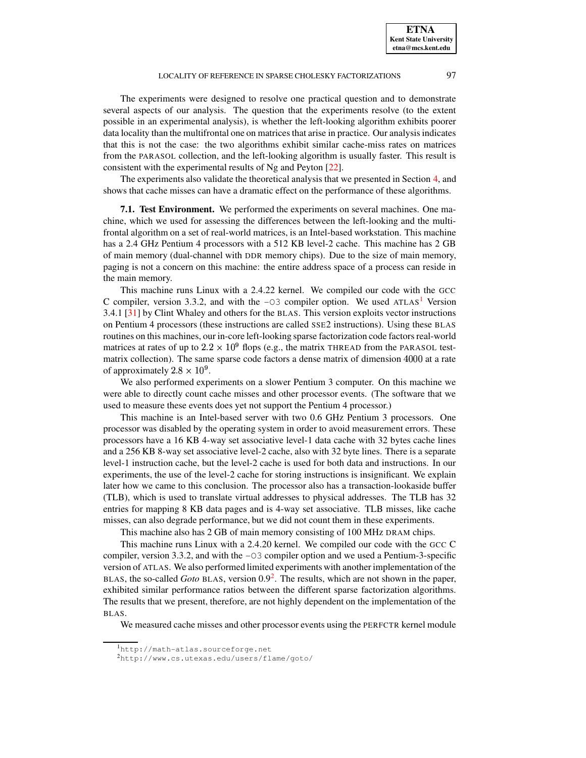The experiments were designed to resolve one practical question and to demonstrate several aspects of our analysis. The question that the experiments resolve (to the extent possible in an experimental analysis), is whether the left-looking algorithm exhibits poorer data locality than the multifrontal one on matrices that arise in practice. Our analysis indicates that this is not the case: the two algorithms exhibit similar cache-miss rates on matrices from the PARASOL collection, and the left-looking algorithm is usually faster. This result is consistent with the experimental results of Ng and Peyton [22].

The experiments also validate the theoretical analysis that we presented in Section 4, and shows that cache misses can have a dramatic effect on the performance of these algorithms.

**7.1. Test Environment.** We performed the experiments on several machines. One machine, which we used for assessing the differences between the left-looking and the multifrontal algorithm on a set of real-world matrices, is an Intel-based workstation. This machine has a 2.4 GHz Pentium 4 processors with a 512 KB level-2 cache. This machine has 2 GB of main memory (dual-channel with DDR memory chips). Due to the size of main memory, paging is not a concern on this machine: the entire address space of a process can reside in the main memory.

This machine runs Linux with a 2.4.22 kernel. We compiled our code with the GCC C compiler, version 3.3.2, and with the `-O3` compiler option. We used ATLAS[1] Version 3.4.1 [31] by Clint Whaley and others for the BLAS. This version exploits vector instructions on Pentium 4 processors (these instructions are called SSE2 instructions). Using these BLAS routines on this machines, our in-core left-looking sparse factorization code factors real-world matrices at rates of up to $2.2 \times 10^9$ flops (e.g., the matrix THREAD from the PARASOL test-matrix collection). The same sparse code factors a dense matrix of dimension 4000 at a rate of approximately $2.8 \times 10^9$.

We also performed experiments on a slower Pentium 3 computer. On this machine we were able to directly count cache misses and other processor events. (The software that we used to measure these events does yet not support the Pentium 4 processor.)

This machine is an Intel-based server with two 0.6 GHz Pentium 3 processors. One processor was disabled by the operating system in order to avoid measurement errors. These processors have a 16 KB 4-way set associative level-1 data cache with 32 bytes cache lines and a 256 KB 8-way set associative level-2 cache, also with 32 byte lines. There is a separate level-1 instruction cache, but the level-2 cache is used for both data and instructions. In our experiments, the use of the level-2 cache for storing instructions is insignificant. We explain later how we came to this conclusion. The processor also has a transaction-lookaside buffer (TLB), which is used to translate virtual addresses to physical addresses. The TLB has 32 entries for mapping 8 KB data pages and is 4-way set associative. TLB misses, like cache misses, can also degrade performance, but we did not count them in these experiments.

This machine also has 2 GB of main memory consisting of 100 MHz DRAM chips.

This machine runs Linux with a 2.4.20 kernel. We compiled our code with the GCC C compiler, version 3.3.2, and with the `-O3` compiler option and we used a Pentium-3-specific version of ATLAS. We also performed limited experiments with another implementation of the BLAS, the so-called *Goto* BLAS, version 0.9[2]. The results, which are not shown in the paper, exhibited similar performance ratios between the different sparse factorization algorithms. The results that we present, therefore, are not highly dependent on the implementation of the BLAS.

We measured cache misses and other processor events using the PERFCTR kernel module

[1] http://math-atlas.sourceforge.net

[2] http://www.cs.utexas.edu/users/flame/goto/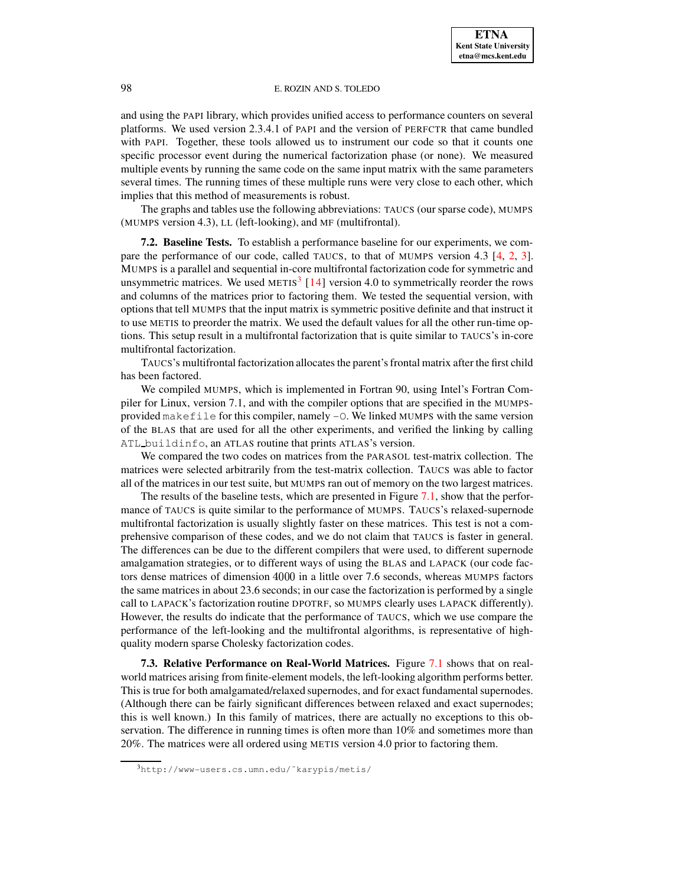and using the PAPI library, which provides unified access to performance counters on several platforms. We used version 2.3.4.1 of PAPI and the version of PERFCTR that came bundled with PAPI. Together, these tools allowed us to instrument our code so that it counts one specific processor event during the numerical factorization phase (or none). We measured multiple events by running the same code on the same input matrix with the same parameters several times. The running times of these multiple runs were very close to each other, which implies that this method of measurements is robust.

The graphs and tables use the following abbreviations: TAUCS (our sparse code), MUMPS (MUMPS version 4.3), LL (left-looking), and MF (multifrontal).

**7.2. Baseline Tests.** To establish a performance baseline for our experiments, we compare the performance of our code, called TAUCS, to that of MUMPS version 4.3 [4, 2, 3]. MUMPS is a parallel and sequential in-core multifrontal factorization code for symmetric and unsymmetric matrices. We used METIS[3] [14] version 4.0 to symmetrically reorder the rows and columns of the matrices prior to factoring them. We tested the sequential version, with options that tell MUMPS that the input matrix is symmetric positive definite and that instruct it to use METIS to preorder the matrix. We used the default values for all the other run-time options. This setup result in a multifrontal factorization that is quite similar to TAUCS's in-core multifrontal factorization.

TAUCS's multifrontal factorization allocates the parent's frontal matrix after the first child has been factored.

We compiled MUMPS, which is implemented in Fortran 90, using Intel's Fortran Compiler for Linux, version 7.1, and with the compiler options that are specified in the MUMPS-provided `makefile` for this compiler, namely `-O`. We linked MUMPS with the same version of the BLAS that are used for all the other experiments, and verified the linking by calling `ATL_buildinfo`, an ATLAS routine that prints ATLAS's version.

We compared the two codes on matrices from the PARASOL test-matrix collection. The matrices were selected arbitrarily from the test-matrix collection. TAUCS was able to factor all of the matrices in our test suite, but MUMPS ran out of memory on the two largest matrices.

The results of the baseline tests, which are presented in Figure 7.1, show that the performance of TAUCS is quite similar to the performance of MUMPS. TAUCS's relaxed-supernode multifrontal factorization is usually slightly faster on these matrices. This test is not a comprehensive comparison of these codes, and we do not claim that TAUCS is faster in general. The differences can be due to the different compilers that were used, to different supernode amalgamation strategies, or to different ways of using the BLAS and LAPACK (our code factors dense matrices of dimension 4000 in a little over 7.6 seconds, whereas MUMPS factors the same matrices in about 23.6 seconds; in our case the factorization is performed by a single call to LAPACK's factorization routine DPOTRF, so MUMPS clearly uses LAPACK differently). However, the results do indicate that the performance of TAUCS, which we use compare the performance of the left-looking and the multifrontal algorithms, is representative of high-quality modern sparse Cholesky factorization codes.

**7.3. Relative Performance on Real-World Matrices.** Figure 7.1 shows that on real-world matrices arising from finite-element models, the left-looking algorithm performs better. This is true for both amalgamated/relaxed supernodes, and for exact fundamental supernodes. (Although there can be fairly significant differences between relaxed and exact supernodes; this is well known.) In this family of matrices, there are actually no exceptions to this observation. The difference in running times is often more than 10% and sometimes more than 20%. The matrices were all ordered using METIS version 4.0 prior to factoring them.

[3] http://www-users.cs.umn.edu/~karypis/metis/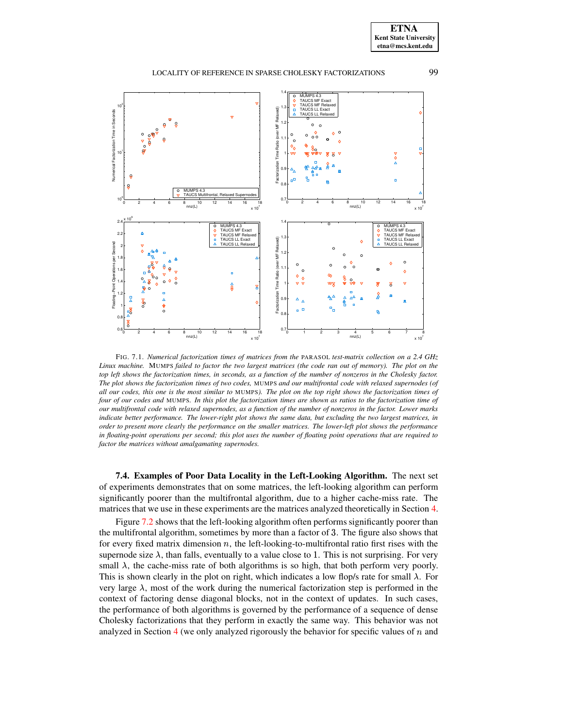FIG. 7.1. *Numerical factorization times of matrices from the* PARASOL *test-matrix collection on a 2.4 GHz Linux machine.* MUMPS *failed to factor the two largest matrices (the code ran out of memory). The plot on the top left shows the factorization times, in seconds, as a function of the number of nonzeros in the Cholesky factor. The plot shows the factorization times of two codes,* MUMPS *and our multifrontal code with relaxed supernodes (of all our codes, this one is the most similar to* MUMPS*). The plot on the top right shows the factorization times of four of our codes and* MUMPS*. In this plot the factorization times are shown as ratios to the factorization time of our multifrontal code with relaxed supernodes, as a function of the number of nonzeros in the factor. Lower marks indicate better performance. The lower-right plot shows the same data, but excluding the two largest matrices, in order to present more clearly the performance on the smaller matrices. The lower-left plot shows the performance in floating-point operations per second; this plot uses the number of floating point operations that are required to factor the matrices without amalgamating supernodes.*

**7.4. Examples of Poor Data Locality in the Left-Looking Algorithm.** The next set of experiments demonstrates that on some matrices, the left-looking algorithm can perform significantly poorer than the multifrontal algorithm, due to a higher cache-miss rate. The matrices that we use in these experiments are the matrices analyzed theoretically in Section 4.

Figure 7.2 shows that the left-looking algorithm often performs significantly poorer than the multifrontal algorithm, sometimes by more than a factor of 3. The figure also shows that for every fixed matrix dimension $n$, the left-looking-to-multifrontal ratio first rises with the supernode size $\lambda$, than falls, eventually to a value close to 1. This is not surprising. For very small $\lambda$, the cache-miss rate of both algorithms is so high, that both perform very poorly. This is shown clearly in the plot on right, which indicates a low flop/s rate for small $\lambda$. For very large $\lambda$, most of the work during the numerical factorization step is performed in the context of factoring dense diagonal blocks, not in the context of updates. In such cases, the performance of both algorithms is governed by the performance of a sequence of dense Cholesky factorizations that they perform in exactly the same way. This behavior was not analyzed in Section 4 (we only analyzed rigorously the behavior for specific values of $n$ and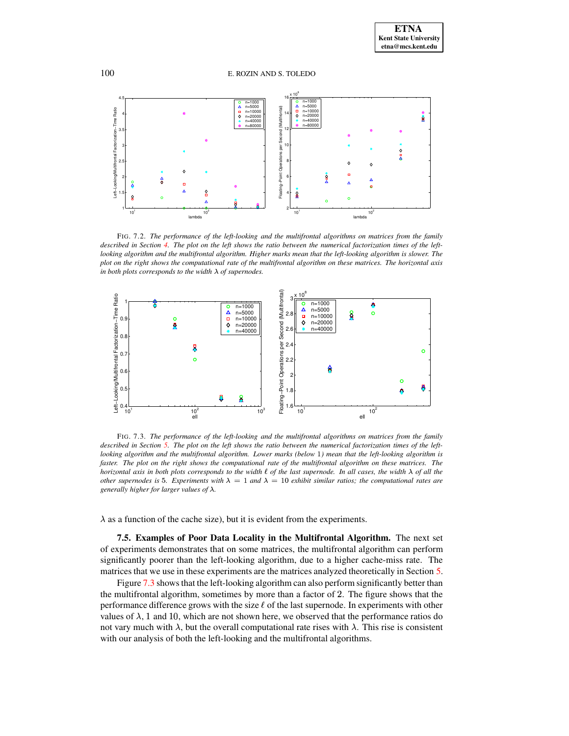FIG. 7.2. *The performance of the left-looking and the multifrontal algorithms on matrices from the family described in Section 4. The plot on the left shows the ratio between the numerical factorization times of the left-looking algorithm and the multifrontal algorithm. Higher marks mean that the left-looking algorithm is slower. The plot on the right shows the computational rate of the multifrontal algorithm on these matrices. The horizontal axis in both plots corresponds to the width $\lambda$ of supernodes.*

FIG. 7.3. *The performance of the left-looking and the multifrontal algorithms on matrices from the family described in Section 5. The plot on the left shows the ratio between the numerical factorization times of the left-looking algorithm and the multifrontal algorithm. Lower marks (below 1) mean that the left-looking algorithm is faster. The plot on the right shows the computational rate of the multifrontal algorithm on these matrices. The horizontal axis in both plots corresponds to the width $\ell$ of the last supernode. In all cases, the width $\lambda$ of all the other supernodes is 5. Experiments with $\lambda = 1$ and $\lambda = 10$ exhibit similar ratios; the computational rates are generally higher for larger values of $\lambda$.*

$\lambda$ as a function of the cache size), but it is evident from the experiments.

**7.5. Examples of Poor Data Locality in the Multifrontal Algorithm.** The next set of experiments demonstrates that on some matrices, the multifrontal algorithm can perform significantly poorer than the left-looking algorithm, due to a higher cache-miss rate. The matrices that we use in these experiments are the matrices analyzed theoretically in Section 5.

Figure 7.3 shows that the left-looking algorithm can also perform significantly better than the multifrontal algorithm, sometimes by more than a factor of 2. The figure shows that the performance difference grows with the size $\ell$ of the last supernode. In experiments with other values of $\lambda$, 1 and 10, which are not shown here, we observed that the performance ratios do not vary much with $\lambda$, but the overall computational rate rises with $\lambda$. This rise is consistent with our analysis of both the left-looking and the multifrontal algorithms.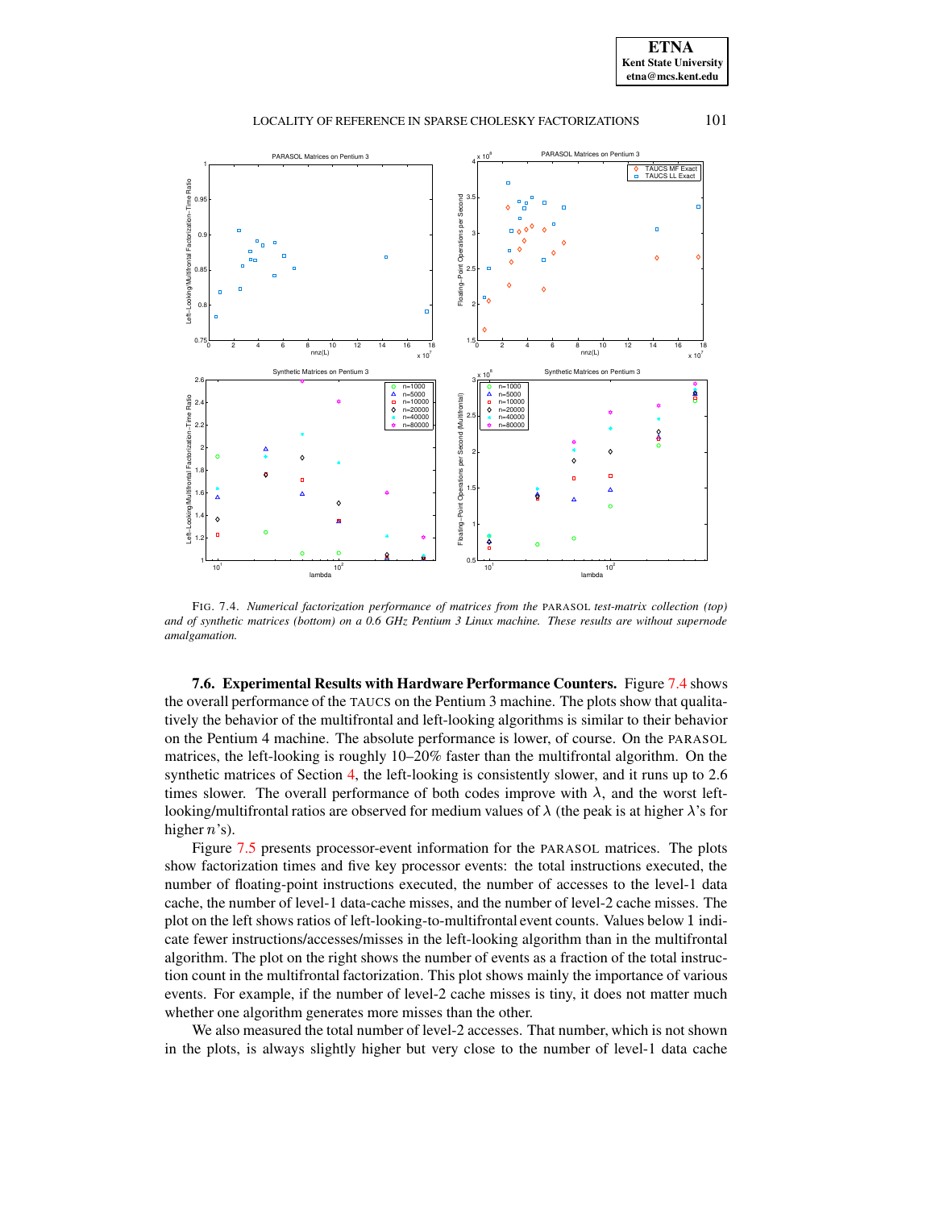FIG. 7.4. *Numerical factorization performance of matrices from the* PARASOL *test-matrix collection (top) and of synthetic matrices (bottom) on a 0.6 GHz Pentium 3 Linux machine. These results are without supernode amalgamation.*

**7.6. Experimental Results with Hardware Performance Counters.** Figure 7.4 shows the overall performance of the TAUCS on the Pentium 3 machine. The plots show that qualitatively the behavior of the multifrontal and left-looking algorithms is similar to their behavior on the Pentium 4 machine. The absolute performance is lower, of course. On the PARASOL matrices, the left-looking is roughly 10–20% faster than the multifrontal algorithm. On the synthetic matrices of Section 4, the left-looking is consistently slower, and it runs up to 2.6 times slower. The overall performance of both codes improve with $\lambda$, and the worst left-looking/multifrontal ratios are observed for medium values of $\lambda$ (the peak is at higher $\lambda$'s for higher $n$'s).

Figure 7.5 presents processor-event information for the PARASOL matrices. The plots show factorization times and five key processor events: the total instructions executed, the number of floating-point instructions executed, the number of accesses to the level-1 data cache, the number of level-1 data-cache misses, and the number of level-2 cache misses. The plot on the left shows ratios of left-looking-to-multifrontal event counts. Values below 1 indicate fewer instructions/accesses/misses in the left-looking algorithm than in the multifrontal algorithm. The plot on the right shows the number of events as a fraction of the total instruction count in the multifrontal factorization. This plot shows mainly the importance of various events. For example, if the number of level-2 cache misses is tiny, it does not matter much whether one algorithm generates more misses than the other.

We also measured the total number of level-2 accesses. That number, which is not shown in the plots, is always slightly higher but very close to the number of level-1 data cache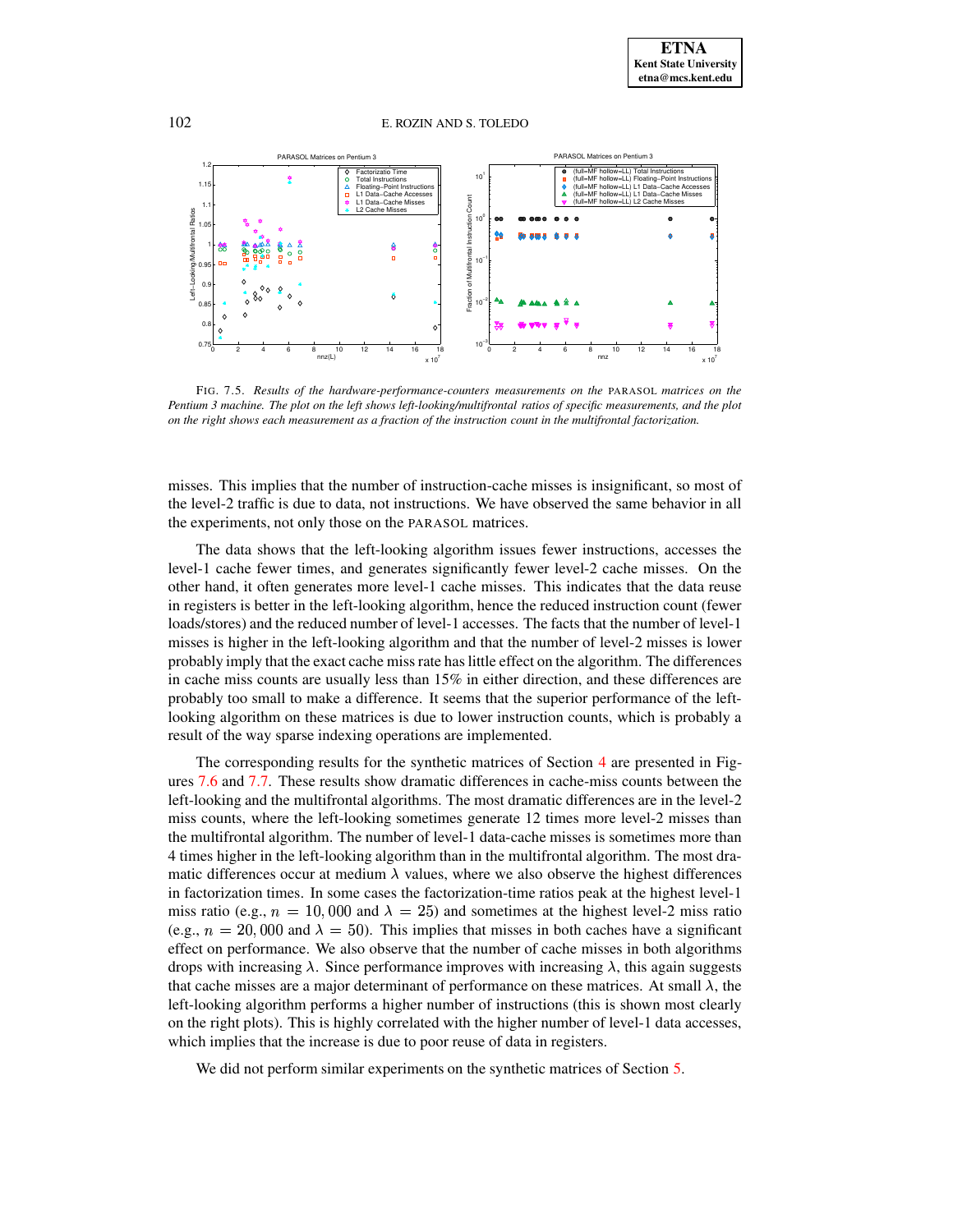FIG. 7.5. *Results of the hardware-performance-counters measurements on the* PARASOL *matrices on the Pentium 3 machine. The plot on the left shows left-looking/multifrontal ratios of specific measurements, and the plot on the right shows each measurement as a fraction of the instruction count in the multifrontal factorization.*

misses. This implies that the number of instruction-cache misses is insignificant, so most of the level-2 traffic is due to data, not instructions. We have observed the same behavior in all the experiments, not only those on the PARASOL matrices.

The data shows that the left-looking algorithm issues fewer instructions, accesses the level-1 cache fewer times, and generates significantly fewer level-2 cache misses. On the other hand, it often generates more level-1 cache misses. This indicates that the data reuse in registers is better in the left-looking algorithm, hence the reduced instruction count (fewer loads/stores) and the reduced number of level-1 accesses. The facts that the number of level-1 misses is higher in the left-looking algorithm and that the number of level-2 misses is lower probably imply that the exact cache miss rate has little effect on the algorithm. The differences in cache miss counts are usually less than 15% in either direction, and these differences are probably too small to make a difference. It seems that the superior performance of the left-looking algorithm on these matrices is due to lower instruction counts, which is probably a result of the way sparse indexing operations are implemented.

The corresponding results for the synthetic matrices of Section 4 are presented in Figures 7.6 and 7.7. These results show dramatic differences in cache-miss counts between the left-looking and the multifrontal algorithms. The most dramatic differences are in the level-2 miss counts, where the left-looking sometimes generate 12 times more level-2 misses than the multifrontal algorithm. The number of level-1 data-cache misses is sometimes more than 4 times higher in the left-looking algorithm than in the multifrontal algorithm. The most dramatic differences occur at medium $\lambda$ values, where we also observe the highest differences in factorization times. In some cases the factorization-time ratios peak at the highest level-1 miss ratio (e.g., $n = 10,000$ and $\lambda = 25$) and sometimes at the highest level-2 miss ratio (e.g., $n = 20,000$ and $\lambda = 50$). This implies that misses in both caches have a significant effect on performance. We also observe that the number of cache misses in both algorithms drops with increasing $\lambda$. Since performance improves with increasing $\lambda$, this again suggests that cache misses are a major determinant of performance on these matrices. At small $\lambda$, the left-looking algorithm performs a higher number of instructions (this is shown most clearly on the right plots). This is highly correlated with the higher number of level-1 data accesses, which implies that the increase is due to poor reuse of data in registers.

We did not perform similar experiments on the synthetic matrices of Section 5.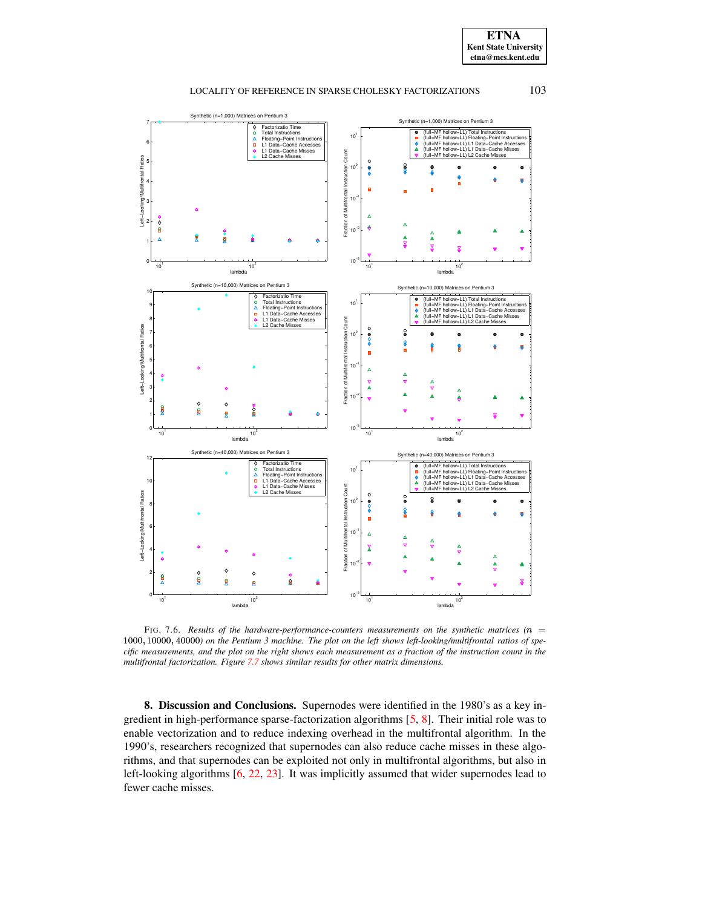FIG. 7.6. *Results of the hardware-performance-counters measurements on the synthetic matrices ($n$ = 1000, 10000, 40000) on the Pentium 3 machine. The plot on the left shows left-looking/multifrontal ratios of specific measurements, and the plot on the right shows each measurement as a fraction of the instruction count in the multifrontal factorization. Figure 7.7 shows similar results for other matrix dimensions.*

**8. Discussion and Conclusions.** Supernodes were identified in the 1980's as a key ingredient in high-performance sparse-factorization algorithms [5, 8]. Their initial role was to enable vectorization and to reduce indexing overhead in the multifrontal algorithm. In the 1990's, researchers recognized that supernodes can also reduce cache misses in these algorithms, and that supernodes can be exploited not only in multifrontal algorithms, but also in left-looking algorithms [6, 22, 23]. It was implicitly assumed that wider supernodes lead to fewer cache misses.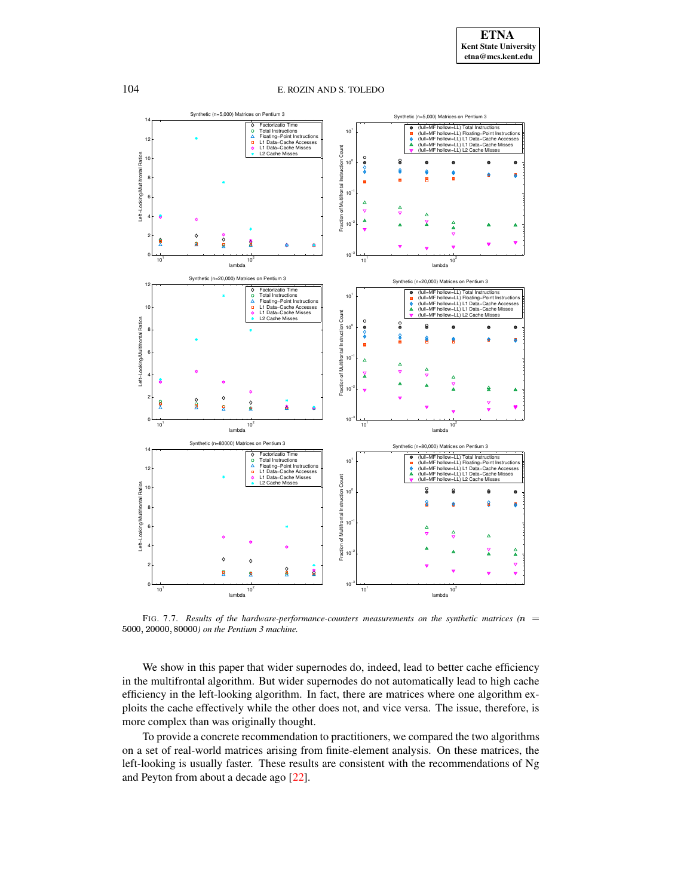FIG. 7.7. *Results of the hardware-performance-counters measurements on the synthetic matrices ($n = 5000, 20000, 80000$) on the Pentium 3 machine.*

We show in this paper that wider supernodes do, indeed, lead to better cache efficiency in the multifrontal algorithm. But wider supernodes do not automatically lead to high cache efficiency in the left-looking algorithm. In fact, there are matrices where one algorithm exploits the cache effectively while the other does not, and vice versa. The issue, therefore, is more complex than was originally thought.

To provide a concrete recommendation to practitioners, we compared the two algorithms on a set of real-world matrices arising from finite-element analysis. On these matrices, the left-looking is usually faster. These results are consistent with the recommendations of Ng and Peyton from about a decade ago [22].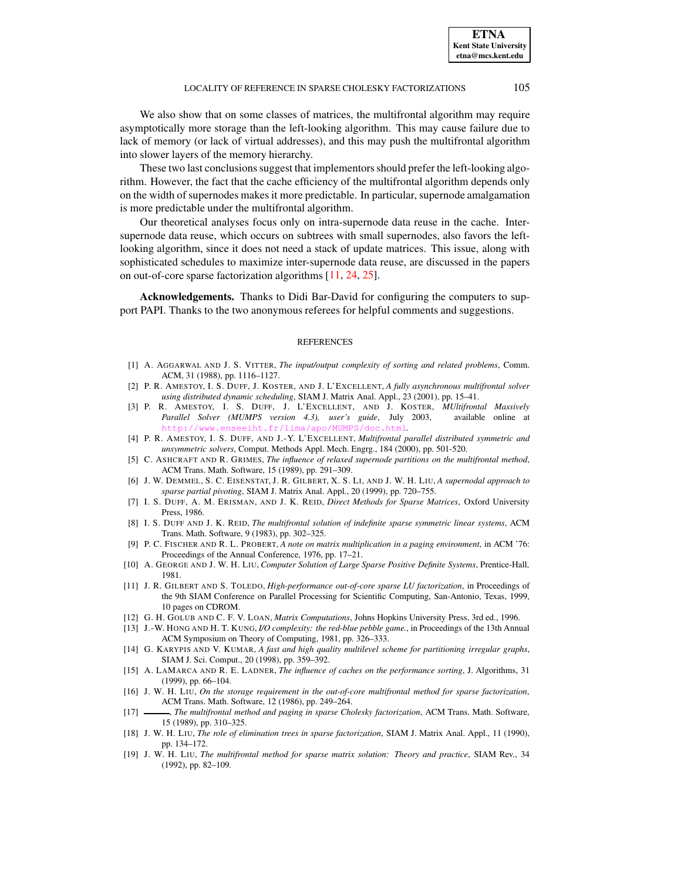We also show that on some classes of matrices, the multifrontal algorithm may require asymptotically more storage than the left-looking algorithm. This may cause failure due to lack of memory (or lack of virtual addresses), and this may push the multifrontal algorithm into slower layers of the memory hierarchy.

These two last conclusions suggest that implementors should prefer the left-looking algorithm. However, the fact that the cache efficiency of the multifrontal algorithm depends only on the width of supernodes makes it more predictable. In particular, supernode amalgamation is more predictable under the multifrontal algorithm.

Our theoretical analyses focus only on intra-supernode data reuse in the cache. Inter-supernode data reuse, which occurs on subtrees with small supernodes, also favors the left-looking algorithm, since it does not need a stack of update matrices. This issue, along with sophisticated schedules to maximize inter-supernode data reuse, are discussed in the papers on out-of-core sparse factorization algorithms [11, 24, 25].

**Acknowledgements.** Thanks to Didi Bar-David for configuring the computers to support PAPI. Thanks to the two anonymous referees for helpful comments and suggestions.

## REFERENCES

[1] A. Aggarwal and J. S. Vitter, *The input/output complexity of sorting and related problems*, Comm. ACM, 31 (1988), pp. 1116–1127.

[2] P. R. Amestoy, I. S. Duff, J. Koster, and J. L'Excellent, *A fully asynchronous multifrontal solver using distributed dynamic scheduling*, SIAM J. Matrix Anal. Appl., 23 (2001), pp. 15–41.

[3] P. R. Amestoy, I. S. Duff, J. L'Excellent, and J. Koster, *MUltifrontal Massively Parallel Solver (MUMPS version 4.3), user's guide*, July 2003, available online at http://www.enseeiht.fr/lima/apo/MUMPS/doc.html.

[4] P. R. Amestoy, I. S. Duff, and J.-Y. L'Excellent, *Multifrontal parallel distributed symmetric and unsymmetric solvers*, Comput. Methods Appl. Mech. Engrg., 184 (2000), pp. 501-520.

[5] C. Ashcraft and R. Grimes, *The influence of relaxed supernode partitions on the multifrontal method*, ACM Trans. Math. Software, 15 (1989), pp. 291–309.

[6] J. W. Demmel, S. C. Eisenstat, J. R. Gilbert, X. S. Li, and J. W. H. Liu, *A supernodal approach to sparse partial pivoting*, SIAM J. Matrix Anal. Appl., 20 (1999), pp. 720–755.

[7] I. S. Duff, A. M. Erisman, and J. K. Reid, *Direct Methods for Sparse Matrices*, Oxford University Press, 1986.

[8] I. S. Duff and J. K. Reid, *The multifrontal solution of indefinite sparse symmetric linear systems*, ACM Trans. Math. Software, 9 (1983), pp. 302–325.

[9] P. C. Fischer and R. L. Probert, *A note on matrix multiplication in a paging environment*, in ACM '76: Proceedings of the Annual Conference, 1976, pp. 17–21.

[10] A. George and J. W. H. Liu, *Computer Solution of Large Sparse Positive Definite Systems*, Prentice-Hall, 1981.

[11] J. R. Gilbert and S. Toledo, *High-performance out-of-core sparse LU factorization*, in Proceedings of the 9th SIAM Conference on Parallel Processing for Scientific Computing, San-Antonio, Texas, 1999, 10 pages on CDROM.

[12] G. H. Golub and C. F. V. Loan, *Matrix Computations*, Johns Hopkins University Press, 3rd ed., 1996.

[13] J.-W. Hong and H. T. Kung, *I/O complexity: the red-blue pebble game.*, in Proceedings of the 13th Annual ACM Symposium on Theory of Computing, 1981, pp. 326–333.

[14] G. Karypis and V. Kumar, *A fast and high quality multilevel scheme for partitioning irregular graphs*, SIAM J. Sci. Comput., 20 (1998), pp. 359–392.

[15] A. LaMarca and R. E. Ladner, *The influence of caches on the performance sorting*, J. Algorithms, 31 (1999), pp. 66–104.

[16] J. W. H. Liu, *On the storage requirement in the out-of-core multifrontal method for sparse factorization*, ACM Trans. Math. Software, 12 (1986), pp. 249–264.

[17] ———, *The multifrontal method and paging in sparse Cholesky factorization*, ACM Trans. Math. Software, 15 (1989), pp. 310–325.

[18] J. W. H. Liu, *The role of elimination trees in sparse factorization*, SIAM J. Matrix Anal. Appl., 11 (1990), pp. 134–172.

[19] J. W. H. Liu, *The multifrontal method for sparse matrix solution: Theory and practice*, SIAM Rev., 34 (1992), pp. 82–109.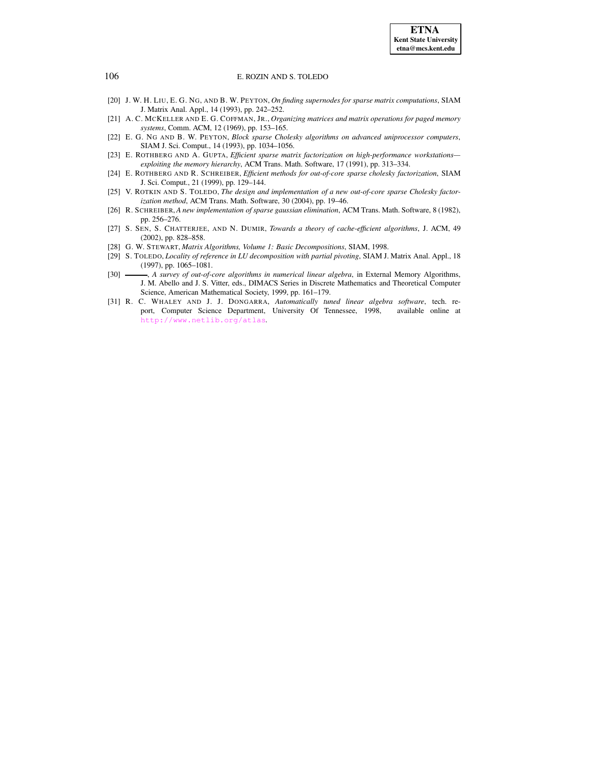[20] J. W. H. LIU, E. G. NG, AND B. W. PEYTON, *On finding supernodes for sparse matrix computations*, SIAM J. Matrix Anal. Appl., 14 (1993), pp. 242–252.

[21] A. C. MCKELLER AND E. G. COFFMAN, JR., *Organizing matrices and matrix operations for paged memory systems*, Comm. ACM, 12 (1969), pp. 153–165.

[22] E. G. NG AND B. W. PEYTON, *Block sparse Cholesky algorithms on advanced uniprocessor computers*, SIAM J. Sci. Comput., 14 (1993), pp. 1034–1056.

[23] E. ROTHBERG AND A. GUPTA, *Efficient sparse matrix factorization on high-performance workstations—exploiting the memory hierarchy*, ACM Trans. Math. Software, 17 (1991), pp. 313–334.

[24] E. ROTHBERG AND R. SCHREIBER, *Efficient methods for out-of-core sparse cholesky factorization*, SIAM J. Sci. Comput., 21 (1999), pp. 129–144.

[25] V. ROTKIN AND S. TOLEDO, *The design and implementation of a new out-of-core sparse Cholesky factorization method*, ACM Trans. Math. Software, 30 (2004), pp. 19–46.

[26] R. SCHREIBER, *A new implementation of sparse gaussian elimination*, ACM Trans. Math. Software, 8 (1982), pp. 256–276.

[27] S. SEN, S. CHATTERJEE, AND N. DUMIR, *Towards a theory of cache-efficient algorithms*, J. ACM, 49 (2002), pp. 828–858.

[28] G. W. STEWART, *Matrix Algorithms, Volume 1: Basic Decompositions*, SIAM, 1998.

[29] S. TOLEDO, *Locality of reference in LU decomposition with partial pivoting*, SIAM J. Matrix Anal. Appl., 18 (1997), pp. 1065–1081.

[30] ———, *A survey of out-of-core algorithms in numerical linear algebra*, in External Memory Algorithms, J. M. Abello and J. S. Vitter, eds., DIMACS Series in Discrete Mathematics and Theoretical Computer Science, American Mathematical Society, 1999, pp. 161–179.

[31] R. C. WHALEY AND J. J. DONGARRA, *Automatically tuned linear algebra software*, tech. report, Computer Science Department, University Of Tennessee, 1998, available online at http://www.netlib.org/atlas.